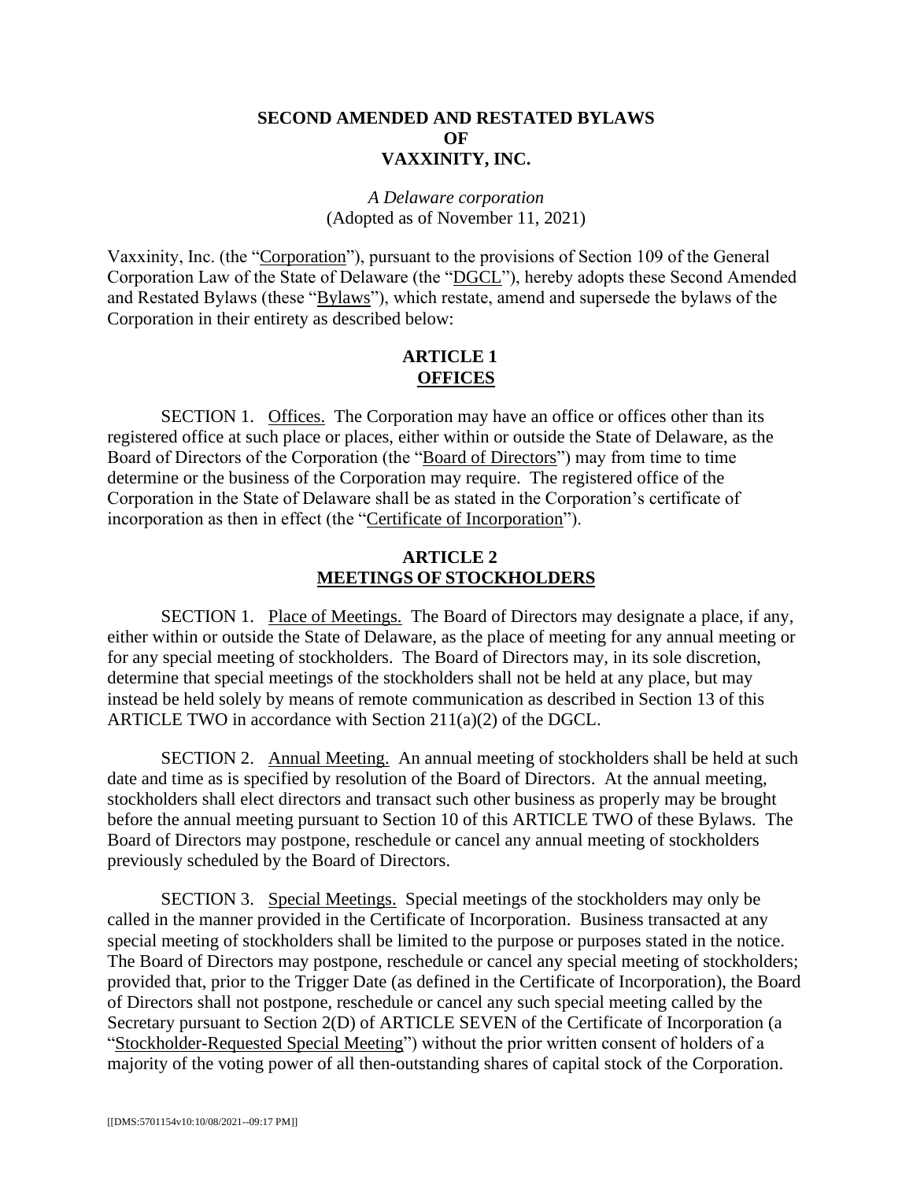# SECOND AMENDED AND RESTATED BYLAWS
# OF
# VAXXINITY, INC.

*A Delaware corporation*
(Adopted as of November 11, 2021)

Vaxxinity, Inc. (the "Corporation"), pursuant to the provisions of Section 109 of the General Corporation Law of the State of Delaware (the "DGCL"), hereby adopts these Second Amended and Restated Bylaws (these "Bylaws"), which restate, amend and supersede the bylaws of the Corporation in their entirety as described below:

## ARTICLE 1
## OFFICES

SECTION 1. Offices. The Corporation may have an office or offices other than its registered office at such place or places, either within or outside the State of Delaware, as the Board of Directors of the Corporation (the "Board of Directors") may from time to time determine or the business of the Corporation may require. The registered office of the Corporation in the State of Delaware shall be as stated in the Corporation's certificate of incorporation as then in effect (the "Certificate of Incorporation").

## ARTICLE 2
## MEETINGS OF STOCKHOLDERS

SECTION 1. Place of Meetings. The Board of Directors may designate a place, if any, either within or outside the State of Delaware, as the place of meeting for any annual meeting or for any special meeting of stockholders. The Board of Directors may, in its sole discretion, determine that special meetings of the stockholders shall not be held at any place, but may instead be held solely by means of remote communication as described in Section 13 of this ARTICLE TWO in accordance with Section 211(a)(2) of the DGCL.

SECTION 2. Annual Meeting. An annual meeting of stockholders shall be held at such date and time as is specified by resolution of the Board of Directors. At the annual meeting, stockholders shall elect directors and transact such other business as properly may be brought before the annual meeting pursuant to Section 10 of this ARTICLE TWO of these Bylaws. The Board of Directors may postpone, reschedule or cancel any annual meeting of stockholders previously scheduled by the Board of Directors.

SECTION 3. Special Meetings. Special meetings of the stockholders may only be called in the manner provided in the Certificate of Incorporation. Business transacted at any special meeting of stockholders shall be limited to the purpose or purposes stated in the notice. The Board of Directors may postpone, reschedule or cancel any special meeting of stockholders; provided that, prior to the Trigger Date (as defined in the Certificate of Incorporation), the Board of Directors shall not postpone, reschedule or cancel any such special meeting called by the Secretary pursuant to Section 2(D) of ARTICLE SEVEN of the Certificate of Incorporation (a "Stockholder-Requested Special Meeting") without the prior written consent of holders of a majority of the voting power of all then-outstanding shares of capital stock of the Corporation.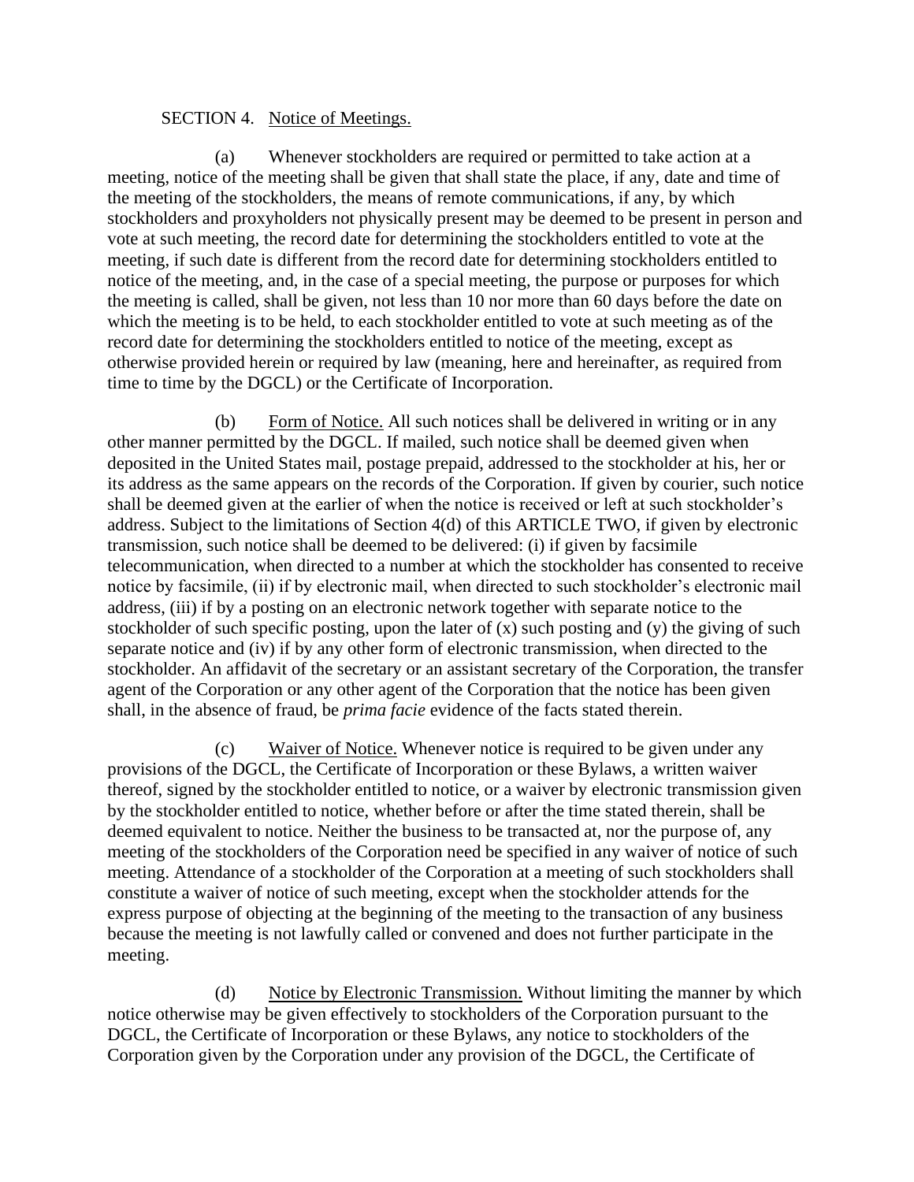SECTION 4. Notice of Meetings.

(a) Whenever stockholders are required or permitted to take action at a meeting, notice of the meeting shall be given that shall state the place, if any, date and time of the meeting of the stockholders, the means of remote communications, if any, by which stockholders and proxyholders not physically present may be deemed to be present in person and vote at such meeting, the record date for determining the stockholders entitled to vote at the meeting, if such date is different from the record date for determining stockholders entitled to notice of the meeting, and, in the case of a special meeting, the purpose or purposes for which the meeting is called, shall be given, not less than 10 nor more than 60 days before the date on which the meeting is to be held, to each stockholder entitled to vote at such meeting as of the record date for determining the stockholders entitled to notice of the meeting, except as otherwise provided herein or required by law (meaning, here and hereinafter, as required from time to time by the DGCL) or the Certificate of Incorporation.

(b) Form of Notice. All such notices shall be delivered in writing or in any other manner permitted by the DGCL. If mailed, such notice shall be deemed given when deposited in the United States mail, postage prepaid, addressed to the stockholder at his, her or its address as the same appears on the records of the Corporation. If given by courier, such notice shall be deemed given at the earlier of when the notice is received or left at such stockholder's address. Subject to the limitations of Section 4(d) of this ARTICLE TWO, if given by electronic transmission, such notice shall be deemed to be delivered: (i) if given by facsimile telecommunication, when directed to a number at which the stockholder has consented to receive notice by facsimile, (ii) if by electronic mail, when directed to such stockholder's electronic mail address, (iii) if by a posting on an electronic network together with separate notice to the stockholder of such specific posting, upon the later of (x) such posting and (y) the giving of such separate notice and (iv) if by any other form of electronic transmission, when directed to the stockholder. An affidavit of the secretary or an assistant secretary of the Corporation, the transfer agent of the Corporation or any other agent of the Corporation that the notice has been given shall, in the absence of fraud, be *prima facie* evidence of the facts stated therein.

(c) Waiver of Notice. Whenever notice is required to be given under any provisions of the DGCL, the Certificate of Incorporation or these Bylaws, a written waiver thereof, signed by the stockholder entitled to notice, or a waiver by electronic transmission given by the stockholder entitled to notice, whether before or after the time stated therein, shall be deemed equivalent to notice. Neither the business to be transacted at, nor the purpose of, any meeting of the stockholders of the Corporation need be specified in any waiver of notice of such meeting. Attendance of a stockholder of the Corporation at a meeting of such stockholders shall constitute a waiver of notice of such meeting, except when the stockholder attends for the express purpose of objecting at the beginning of the meeting to the transaction of any business because the meeting is not lawfully called or convened and does not further participate in the meeting.

(d) Notice by Electronic Transmission. Without limiting the manner by which notice otherwise may be given effectively to stockholders of the Corporation pursuant to the DGCL, the Certificate of Incorporation or these Bylaws, any notice to stockholders of the Corporation given by the Corporation under any provision of the DGCL, the Certificate of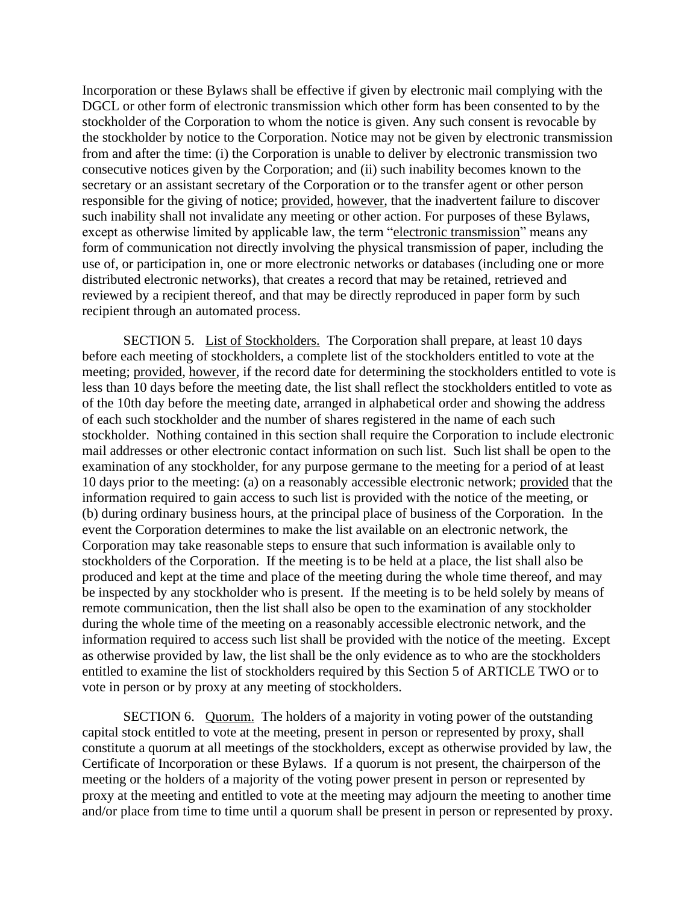Incorporation or these Bylaws shall be effective if given by electronic mail complying with the DGCL or other form of electronic transmission which other form has been consented to by the stockholder of the Corporation to whom the notice is given. Any such consent is revocable by the stockholder by notice to the Corporation. Notice may not be given by electronic transmission from and after the time: (i) the Corporation is unable to deliver by electronic transmission two consecutive notices given by the Corporation; and (ii) such inability becomes known to the secretary or an assistant secretary of the Corporation or to the transfer agent or other person responsible for the giving of notice; provided, however, that the inadvertent failure to discover such inability shall not invalidate any meeting or other action. For purposes of these Bylaws, except as otherwise limited by applicable law, the term "electronic transmission" means any form of communication not directly involving the physical transmission of paper, including the use of, or participation in, one or more electronic networks or databases (including one or more distributed electronic networks), that creates a record that may be retained, retrieved and reviewed by a recipient thereof, and that may be directly reproduced in paper form by such recipient through an automated process.

SECTION 5. List of Stockholders. The Corporation shall prepare, at least 10 days before each meeting of stockholders, a complete list of the stockholders entitled to vote at the meeting; provided, however, if the record date for determining the stockholders entitled to vote is less than 10 days before the meeting date, the list shall reflect the stockholders entitled to vote as of the 10th day before the meeting date, arranged in alphabetical order and showing the address of each such stockholder and the number of shares registered in the name of each such stockholder. Nothing contained in this section shall require the Corporation to include electronic mail addresses or other electronic contact information on such list. Such list shall be open to the examination of any stockholder, for any purpose germane to the meeting for a period of at least 10 days prior to the meeting: (a) on a reasonably accessible electronic network; provided that the information required to gain access to such list is provided with the notice of the meeting, or (b) during ordinary business hours, at the principal place of business of the Corporation. In the event the Corporation determines to make the list available on an electronic network, the Corporation may take reasonable steps to ensure that such information is available only to stockholders of the Corporation. If the meeting is to be held at a place, the list shall also be produced and kept at the time and place of the meeting during the whole time thereof, and may be inspected by any stockholder who is present. If the meeting is to be held solely by means of remote communication, then the list shall also be open to the examination of any stockholder during the whole time of the meeting on a reasonably accessible electronic network, and the information required to access such list shall be provided with the notice of the meeting. Except as otherwise provided by law, the list shall be the only evidence as to who are the stockholders entitled to examine the list of stockholders required by this Section 5 of ARTICLE TWO or to vote in person or by proxy at any meeting of stockholders.

SECTION 6. Quorum. The holders of a majority in voting power of the outstanding capital stock entitled to vote at the meeting, present in person or represented by proxy, shall constitute a quorum at all meetings of the stockholders, except as otherwise provided by law, the Certificate of Incorporation or these Bylaws. If a quorum is not present, the chairperson of the meeting or the holders of a majority of the voting power present in person or represented by proxy at the meeting and entitled to vote at the meeting may adjourn the meeting to another time and/or place from time to time until a quorum shall be present in person or represented by proxy.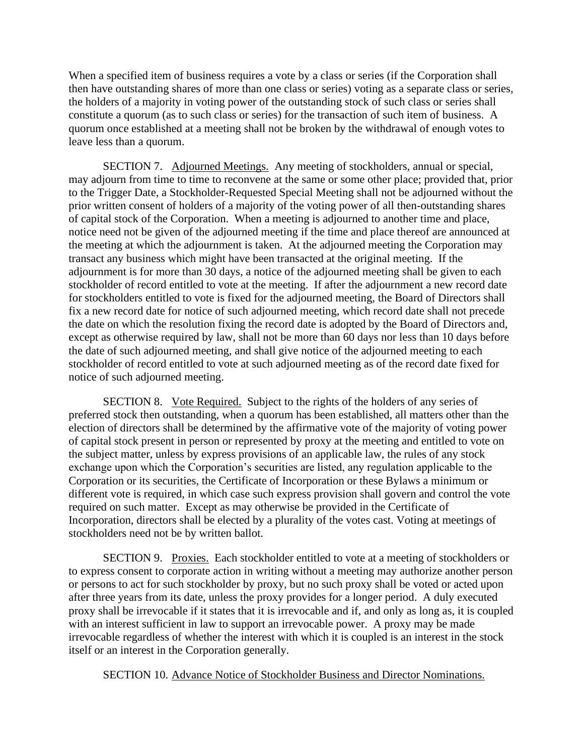When a specified item of business requires a vote by a class or series (if the Corporation shall then have outstanding shares of more than one class or series) voting as a separate class or series, the holders of a majority in voting power of the outstanding stock of such class or series shall constitute a quorum (as to such class or series) for the transaction of such item of business. A quorum once established at a meeting shall not be broken by the withdrawal of enough votes to leave less than a quorum.

SECTION 7. Adjourned Meetings. Any meeting of stockholders, annual or special, may adjourn from time to time to reconvene at the same or some other place; provided that, prior to the Trigger Date, a Stockholder-Requested Special Meeting shall not be adjourned without the prior written consent of holders of a majority of the voting power of all then-outstanding shares of capital stock of the Corporation. When a meeting is adjourned to another time and place, notice need not be given of the adjourned meeting if the time and place thereof are announced at the meeting at which the adjournment is taken. At the adjourned meeting the Corporation may transact any business which might have been transacted at the original meeting. If the adjournment is for more than 30 days, a notice of the adjourned meeting shall be given to each stockholder of record entitled to vote at the meeting. If after the adjournment a new record date for stockholders entitled to vote is fixed for the adjourned meeting, the Board of Directors shall fix a new record date for notice of such adjourned meeting, which record date shall not precede the date on which the resolution fixing the record date is adopted by the Board of Directors and, except as otherwise required by law, shall not be more than 60 days nor less than 10 days before the date of such adjourned meeting, and shall give notice of the adjourned meeting to each stockholder of record entitled to vote at such adjourned meeting as of the record date fixed for notice of such adjourned meeting.

SECTION 8. Vote Required. Subject to the rights of the holders of any series of preferred stock then outstanding, when a quorum has been established, all matters other than the election of directors shall be determined by the affirmative vote of the majority of voting power of capital stock present in person or represented by proxy at the meeting and entitled to vote on the subject matter, unless by express provisions of an applicable law, the rules of any stock exchange upon which the Corporation's securities are listed, any regulation applicable to the Corporation or its securities, the Certificate of Incorporation or these Bylaws a minimum or different vote is required, in which case such express provision shall govern and control the vote required on such matter. Except as may otherwise be provided in the Certificate of Incorporation, directors shall be elected by a plurality of the votes cast. Voting at meetings of stockholders need not be by written ballot.

SECTION 9. Proxies. Each stockholder entitled to vote at a meeting of stockholders or to express consent to corporate action in writing without a meeting may authorize another person or persons to act for such stockholder by proxy, but no such proxy shall be voted or acted upon after three years from its date, unless the proxy provides for a longer period. A duly executed proxy shall be irrevocable if it states that it is irrevocable and if, and only as long as, it is coupled with an interest sufficient in law to support an irrevocable power. A proxy may be made irrevocable regardless of whether the interest with which it is coupled is an interest in the stock itself or an interest in the Corporation generally.

SECTION 10. Advance Notice of Stockholder Business and Director Nominations.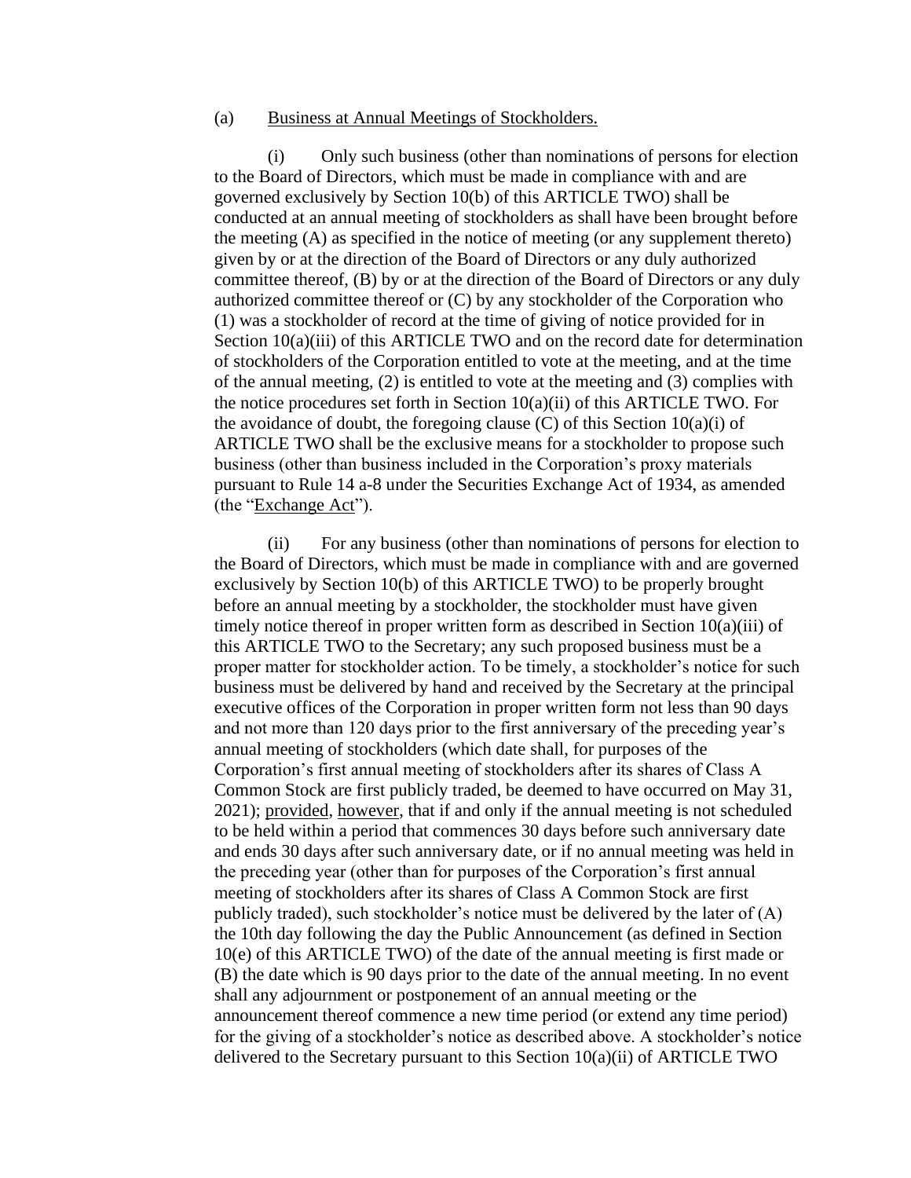(a) Business at Annual Meetings of Stockholders.

(i) Only such business (other than nominations of persons for election to the Board of Directors, which must be made in compliance with and are governed exclusively by Section 10(b) of this ARTICLE TWO) shall be conducted at an annual meeting of stockholders as shall have been brought before the meeting (A) as specified in the notice of meeting (or any supplement thereto) given by or at the direction of the Board of Directors or any duly authorized committee thereof, (B) by or at the direction of the Board of Directors or any duly authorized committee thereof or (C) by any stockholder of the Corporation who (1) was a stockholder of record at the time of giving of notice provided for in Section 10(a)(iii) of this ARTICLE TWO and on the record date for determination of stockholders of the Corporation entitled to vote at the meeting, and at the time of the annual meeting, (2) is entitled to vote at the meeting and (3) complies with the notice procedures set forth in Section 10(a)(ii) of this ARTICLE TWO. For the avoidance of doubt, the foregoing clause (C) of this Section 10(a)(i) of ARTICLE TWO shall be the exclusive means for a stockholder to propose such business (other than business included in the Corporation's proxy materials pursuant to Rule 14 a-8 under the Securities Exchange Act of 1934, as amended (the "Exchange Act").

(ii) For any business (other than nominations of persons for election to the Board of Directors, which must be made in compliance with and are governed exclusively by Section 10(b) of this ARTICLE TWO) to be properly brought before an annual meeting by a stockholder, the stockholder must have given timely notice thereof in proper written form as described in Section 10(a)(iii) of this ARTICLE TWO to the Secretary; any such proposed business must be a proper matter for stockholder action. To be timely, a stockholder's notice for such business must be delivered by hand and received by the Secretary at the principal executive offices of the Corporation in proper written form not less than 90 days and not more than 120 days prior to the first anniversary of the preceding year's annual meeting of stockholders (which date shall, for purposes of the Corporation's first annual meeting of stockholders after its shares of Class A Common Stock are first publicly traded, be deemed to have occurred on May 31, 2021); provided, however, that if and only if the annual meeting is not scheduled to be held within a period that commences 30 days before such anniversary date and ends 30 days after such anniversary date, or if no annual meeting was held in the preceding year (other than for purposes of the Corporation's first annual meeting of stockholders after its shares of Class A Common Stock are first publicly traded), such stockholder's notice must be delivered by the later of (A) the 10th day following the day the Public Announcement (as defined in Section 10(e) of this ARTICLE TWO) of the date of the annual meeting is first made or (B) the date which is 90 days prior to the date of the annual meeting. In no event shall any adjournment or postponement of an annual meeting or the announcement thereof commence a new time period (or extend any time period) for the giving of a stockholder's notice as described above. A stockholder's notice delivered to the Secretary pursuant to this Section 10(a)(ii) of ARTICLE TWO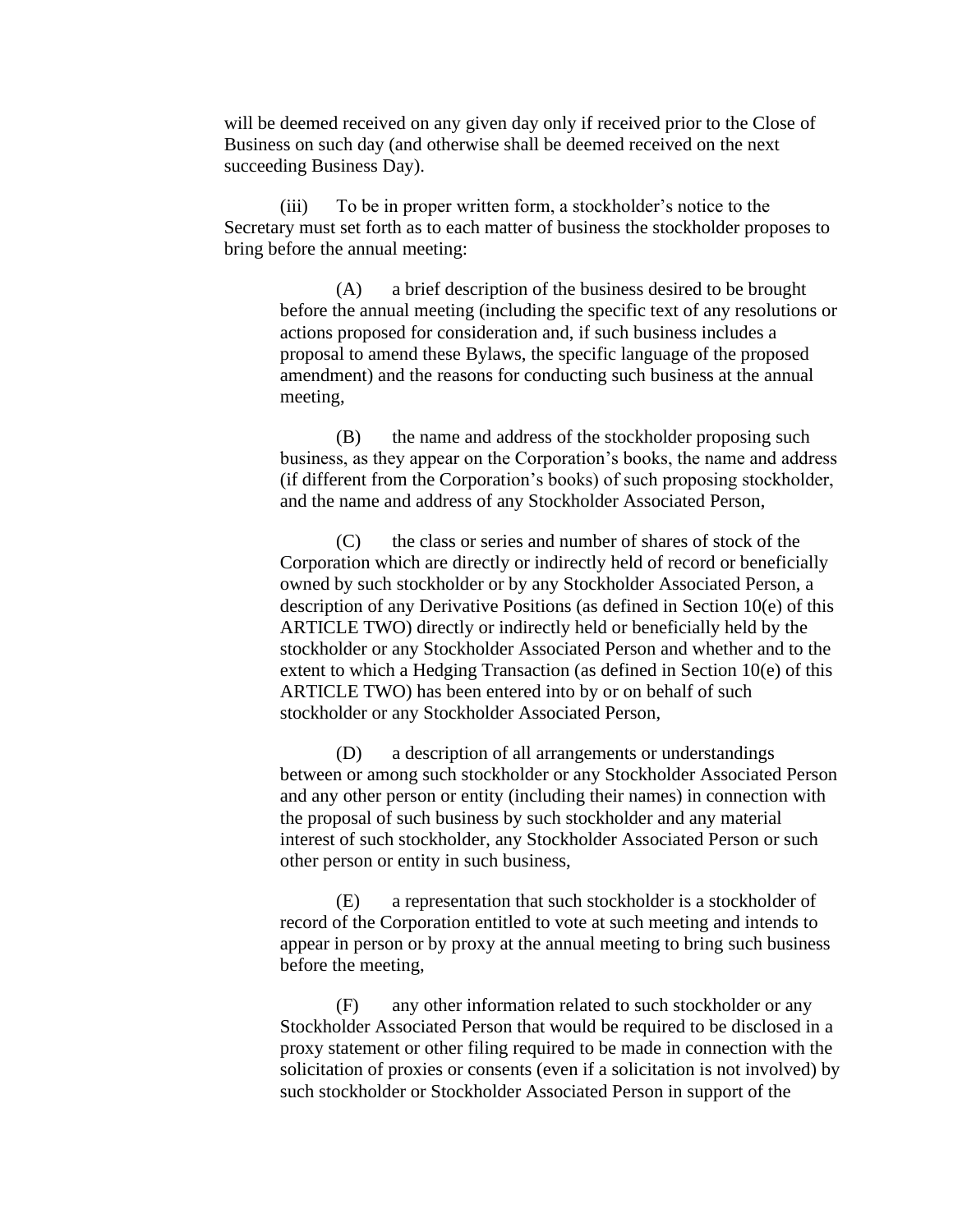will be deemed received on any given day only if received prior to the Close of Business on such day (and otherwise shall be deemed received on the next succeeding Business Day).

(iii) To be in proper written form, a stockholder's notice to the Secretary must set forth as to each matter of business the stockholder proposes to bring before the annual meeting:

(A) a brief description of the business desired to be brought before the annual meeting (including the specific text of any resolutions or actions proposed for consideration and, if such business includes a proposal to amend these Bylaws, the specific language of the proposed amendment) and the reasons for conducting such business at the annual meeting,

(B) the name and address of the stockholder proposing such business, as they appear on the Corporation's books, the name and address (if different from the Corporation's books) of such proposing stockholder, and the name and address of any Stockholder Associated Person,

(C) the class or series and number of shares of stock of the Corporation which are directly or indirectly held of record or beneficially owned by such stockholder or by any Stockholder Associated Person, a description of any Derivative Positions (as defined in Section 10(e) of this ARTICLE TWO) directly or indirectly held or beneficially held by the stockholder or any Stockholder Associated Person and whether and to the extent to which a Hedging Transaction (as defined in Section 10(e) of this ARTICLE TWO) has been entered into by or on behalf of such stockholder or any Stockholder Associated Person,

(D) a description of all arrangements or understandings between or among such stockholder or any Stockholder Associated Person and any other person or entity (including their names) in connection with the proposal of such business by such stockholder and any material interest of such stockholder, any Stockholder Associated Person or such other person or entity in such business,

(E) a representation that such stockholder is a stockholder of record of the Corporation entitled to vote at such meeting and intends to appear in person or by proxy at the annual meeting to bring such business before the meeting,

(F) any other information related to such stockholder or any Stockholder Associated Person that would be required to be disclosed in a proxy statement or other filing required to be made in connection with the solicitation of proxies or consents (even if a solicitation is not involved) by such stockholder or Stockholder Associated Person in support of the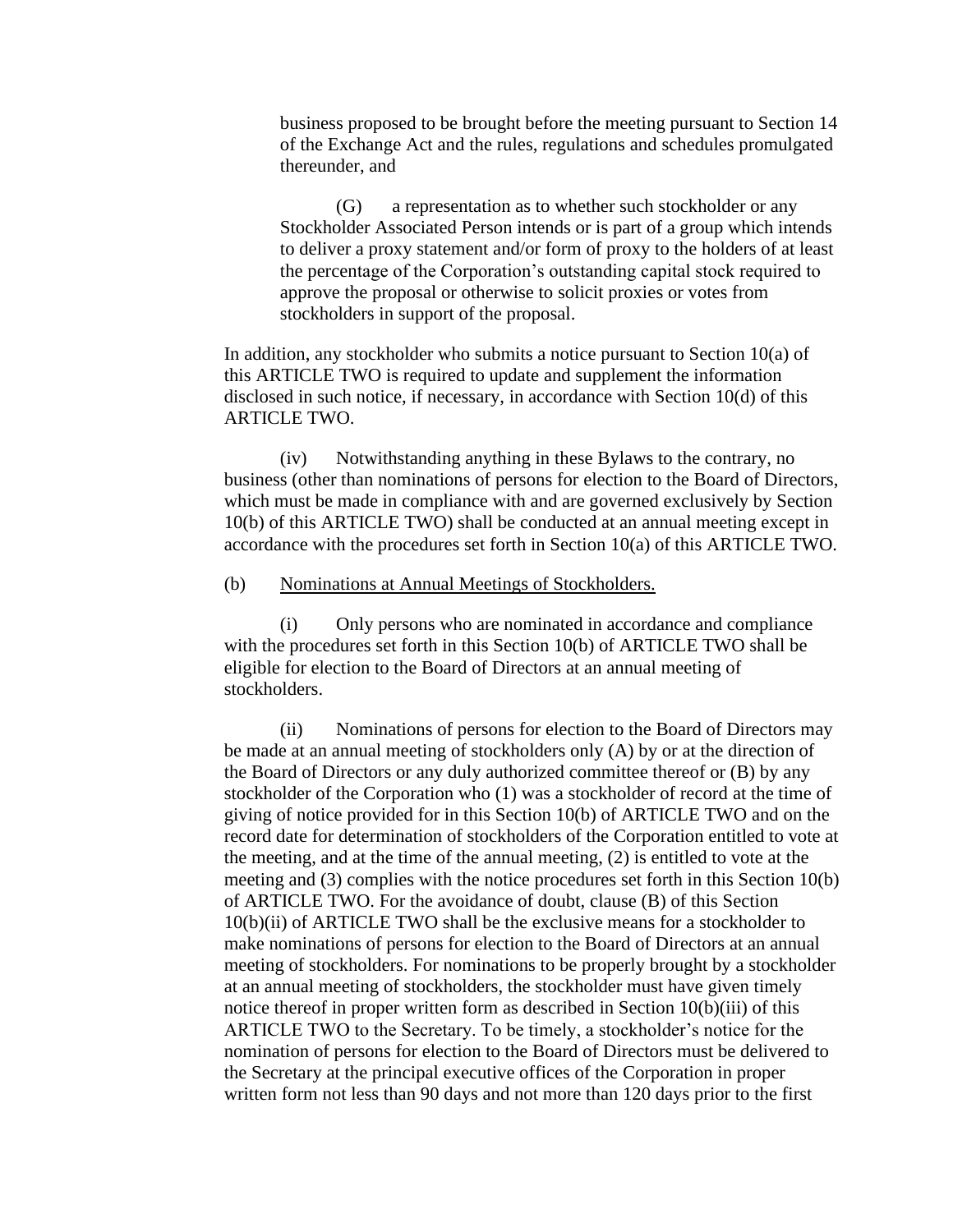business proposed to be brought before the meeting pursuant to Section 14 of the Exchange Act and the rules, regulations and schedules promulgated thereunder, and

(G) a representation as to whether such stockholder or any Stockholder Associated Person intends or is part of a group which intends to deliver a proxy statement and/or form of proxy to the holders of at least the percentage of the Corporation's outstanding capital stock required to approve the proposal or otherwise to solicit proxies or votes from stockholders in support of the proposal.

In addition, any stockholder who submits a notice pursuant to Section 10(a) of this ARTICLE TWO is required to update and supplement the information disclosed in such notice, if necessary, in accordance with Section 10(d) of this ARTICLE TWO.

(iv) Notwithstanding anything in these Bylaws to the contrary, no business (other than nominations of persons for election to the Board of Directors, which must be made in compliance with and are governed exclusively by Section 10(b) of this ARTICLE TWO) shall be conducted at an annual meeting except in accordance with the procedures set forth in Section 10(a) of this ARTICLE TWO.

(b) Nominations at Annual Meetings of Stockholders.

(i) Only persons who are nominated in accordance and compliance with the procedures set forth in this Section 10(b) of ARTICLE TWO shall be eligible for election to the Board of Directors at an annual meeting of stockholders.

(ii) Nominations of persons for election to the Board of Directors may be made at an annual meeting of stockholders only (A) by or at the direction of the Board of Directors or any duly authorized committee thereof or (B) by any stockholder of the Corporation who (1) was a stockholder of record at the time of giving of notice provided for in this Section 10(b) of ARTICLE TWO and on the record date for determination of stockholders of the Corporation entitled to vote at the meeting, and at the time of the annual meeting, (2) is entitled to vote at the meeting and (3) complies with the notice procedures set forth in this Section 10(b) of ARTICLE TWO. For the avoidance of doubt, clause (B) of this Section 10(b)(ii) of ARTICLE TWO shall be the exclusive means for a stockholder to make nominations of persons for election to the Board of Directors at an annual meeting of stockholders. For nominations to be properly brought by a stockholder at an annual meeting of stockholders, the stockholder must have given timely notice thereof in proper written form as described in Section 10(b)(iii) of this ARTICLE TWO to the Secretary. To be timely, a stockholder's notice for the nomination of persons for election to the Board of Directors must be delivered to the Secretary at the principal executive offices of the Corporation in proper written form not less than 90 days and not more than 120 days prior to the first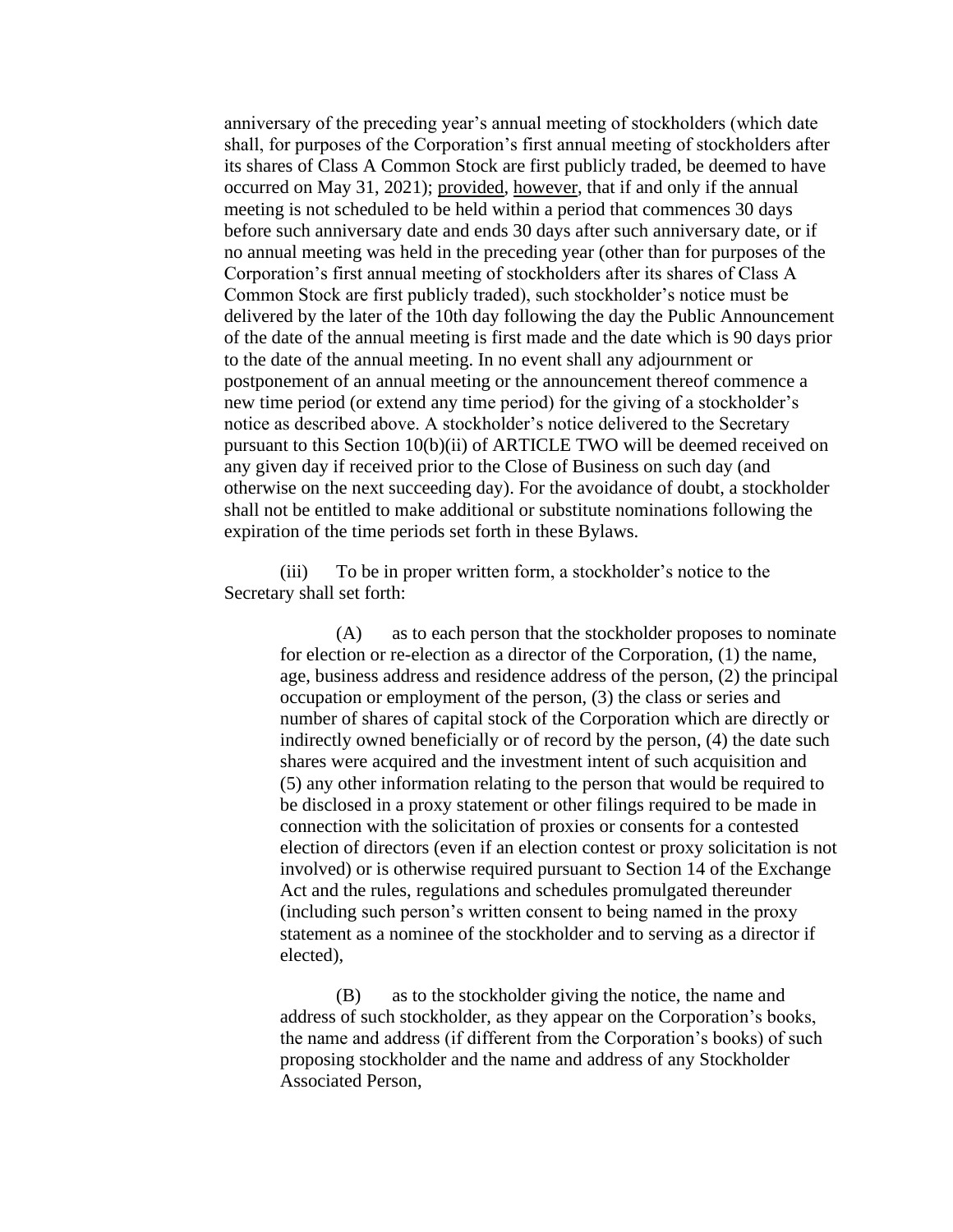anniversary of the preceding year's annual meeting of stockholders (which date shall, for purposes of the Corporation's first annual meeting of stockholders after its shares of Class A Common Stock are first publicly traded, be deemed to have occurred on May 31, 2021); provided, however, that if and only if the annual meeting is not scheduled to be held within a period that commences 30 days before such anniversary date and ends 30 days after such anniversary date, or if no annual meeting was held in the preceding year (other than for purposes of the Corporation's first annual meeting of stockholders after its shares of Class A Common Stock are first publicly traded), such stockholder's notice must be delivered by the later of the 10th day following the day the Public Announcement of the date of the annual meeting is first made and the date which is 90 days prior to the date of the annual meeting. In no event shall any adjournment or postponement of an annual meeting or the announcement thereof commence a new time period (or extend any time period) for the giving of a stockholder's notice as described above. A stockholder's notice delivered to the Secretary pursuant to this Section 10(b)(ii) of ARTICLE TWO will be deemed received on any given day if received prior to the Close of Business on such day (and otherwise on the next succeeding day). For the avoidance of doubt, a stockholder shall not be entitled to make additional or substitute nominations following the expiration of the time periods set forth in these Bylaws.

(iii) To be in proper written form, a stockholder's notice to the Secretary shall set forth:

(A) as to each person that the stockholder proposes to nominate for election or re-election as a director of the Corporation, (1) the name, age, business address and residence address of the person, (2) the principal occupation or employment of the person, (3) the class or series and number of shares of capital stock of the Corporation which are directly or indirectly owned beneficially or of record by the person, (4) the date such shares were acquired and the investment intent of such acquisition and (5) any other information relating to the person that would be required to be disclosed in a proxy statement or other filings required to be made in connection with the solicitation of proxies or consents for a contested election of directors (even if an election contest or proxy solicitation is not involved) or is otherwise required pursuant to Section 14 of the Exchange Act and the rules, regulations and schedules promulgated thereunder (including such person's written consent to being named in the proxy statement as a nominee of the stockholder and to serving as a director if elected),

(B) as to the stockholder giving the notice, the name and address of such stockholder, as they appear on the Corporation's books, the name and address (if different from the Corporation's books) of such proposing stockholder and the name and address of any Stockholder Associated Person,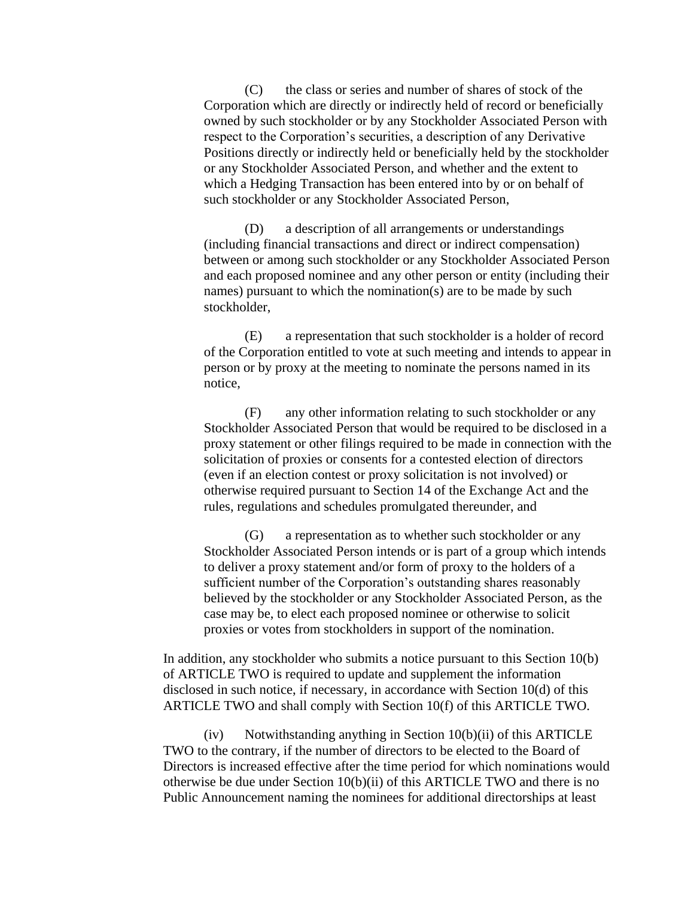(C) the class or series and number of shares of stock of the Corporation which are directly or indirectly held of record or beneficially owned by such stockholder or by any Stockholder Associated Person with respect to the Corporation's securities, a description of any Derivative Positions directly or indirectly held or beneficially held by the stockholder or any Stockholder Associated Person, and whether and the extent to which a Hedging Transaction has been entered into by or on behalf of such stockholder or any Stockholder Associated Person,

(D) a description of all arrangements or understandings (including financial transactions and direct or indirect compensation) between or among such stockholder or any Stockholder Associated Person and each proposed nominee and any other person or entity (including their names) pursuant to which the nomination(s) are to be made by such stockholder,

(E) a representation that such stockholder is a holder of record of the Corporation entitled to vote at such meeting and intends to appear in person or by proxy at the meeting to nominate the persons named in its notice,

(F) any other information relating to such stockholder or any Stockholder Associated Person that would be required to be disclosed in a proxy statement or other filings required to be made in connection with the solicitation of proxies or consents for a contested election of directors (even if an election contest or proxy solicitation is not involved) or otherwise required pursuant to Section 14 of the Exchange Act and the rules, regulations and schedules promulgated thereunder, and

(G) a representation as to whether such stockholder or any Stockholder Associated Person intends or is part of a group which intends to deliver a proxy statement and/or form of proxy to the holders of a sufficient number of the Corporation's outstanding shares reasonably believed by the stockholder or any Stockholder Associated Person, as the case may be, to elect each proposed nominee or otherwise to solicit proxies or votes from stockholders in support of the nomination.

In addition, any stockholder who submits a notice pursuant to this Section 10(b) of ARTICLE TWO is required to update and supplement the information disclosed in such notice, if necessary, in accordance with Section 10(d) of this ARTICLE TWO and shall comply with Section 10(f) of this ARTICLE TWO.

(iv) Notwithstanding anything in Section 10(b)(ii) of this ARTICLE TWO to the contrary, if the number of directors to be elected to the Board of Directors is increased effective after the time period for which nominations would otherwise be due under Section 10(b)(ii) of this ARTICLE TWO and there is no Public Announcement naming the nominees for additional directorships at least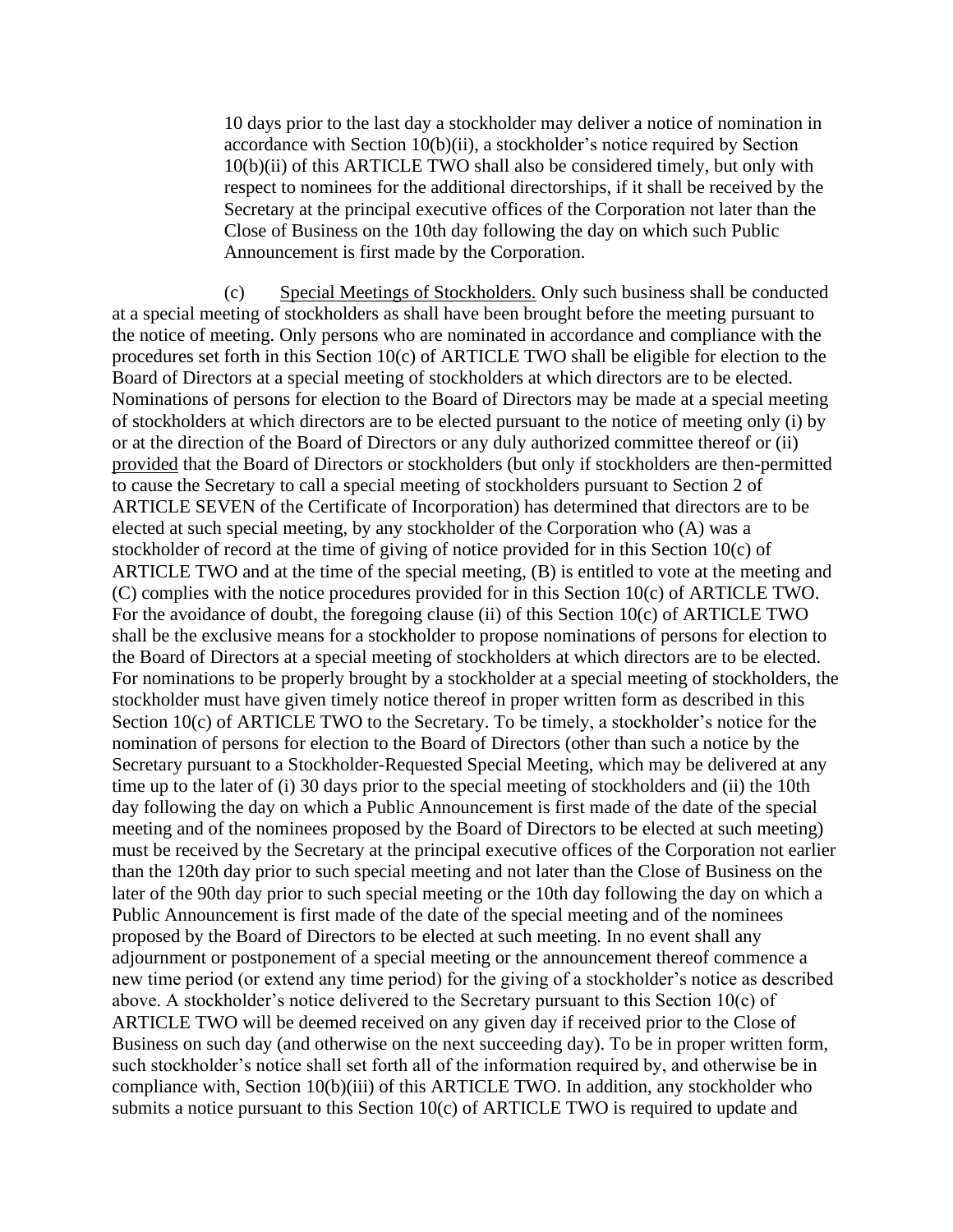10 days prior to the last day a stockholder may deliver a notice of nomination in accordance with Section 10(b)(ii), a stockholder's notice required by Section 10(b)(ii) of this ARTICLE TWO shall also be considered timely, but only with respect to nominees for the additional directorships, if it shall be received by the Secretary at the principal executive offices of the Corporation not later than the Close of Business on the 10th day following the day on which such Public Announcement is first made by the Corporation.

(c) Special Meetings of Stockholders. Only such business shall be conducted at a special meeting of stockholders as shall have been brought before the meeting pursuant to the notice of meeting. Only persons who are nominated in accordance and compliance with the procedures set forth in this Section 10(c) of ARTICLE TWO shall be eligible for election to the Board of Directors at a special meeting of stockholders at which directors are to be elected. Nominations of persons for election to the Board of Directors may be made at a special meeting of stockholders at which directors are to be elected pursuant to the notice of meeting only (i) by or at the direction of the Board of Directors or any duly authorized committee thereof or (ii) provided that the Board of Directors or stockholders (but only if stockholders are then-permitted to cause the Secretary to call a special meeting of stockholders pursuant to Section 2 of ARTICLE SEVEN of the Certificate of Incorporation) has determined that directors are to be elected at such special meeting, by any stockholder of the Corporation who (A) was a stockholder of record at the time of giving of notice provided for in this Section 10(c) of ARTICLE TWO and at the time of the special meeting, (B) is entitled to vote at the meeting and (C) complies with the notice procedures provided for in this Section 10(c) of ARTICLE TWO. For the avoidance of doubt, the foregoing clause (ii) of this Section 10(c) of ARTICLE TWO shall be the exclusive means for a stockholder to propose nominations of persons for election to the Board of Directors at a special meeting of stockholders at which directors are to be elected. For nominations to be properly brought by a stockholder at a special meeting of stockholders, the stockholder must have given timely notice thereof in proper written form as described in this Section 10(c) of ARTICLE TWO to the Secretary. To be timely, a stockholder's notice for the nomination of persons for election to the Board of Directors (other than such a notice by the Secretary pursuant to a Stockholder-Requested Special Meeting, which may be delivered at any time up to the later of (i) 30 days prior to the special meeting of stockholders and (ii) the 10th day following the day on which a Public Announcement is first made of the date of the special meeting and of the nominees proposed by the Board of Directors to be elected at such meeting) must be received by the Secretary at the principal executive offices of the Corporation not earlier than the 120th day prior to such special meeting and not later than the Close of Business on the later of the 90th day prior to such special meeting or the 10th day following the day on which a Public Announcement is first made of the date of the special meeting and of the nominees proposed by the Board of Directors to be elected at such meeting. In no event shall any adjournment or postponement of a special meeting or the announcement thereof commence a new time period (or extend any time period) for the giving of a stockholder's notice as described above. A stockholder's notice delivered to the Secretary pursuant to this Section 10(c) of ARTICLE TWO will be deemed received on any given day if received prior to the Close of Business on such day (and otherwise on the next succeeding day). To be in proper written form, such stockholder's notice shall set forth all of the information required by, and otherwise be in compliance with, Section 10(b)(iii) of this ARTICLE TWO. In addition, any stockholder who submits a notice pursuant to this Section 10(c) of ARTICLE TWO is required to update and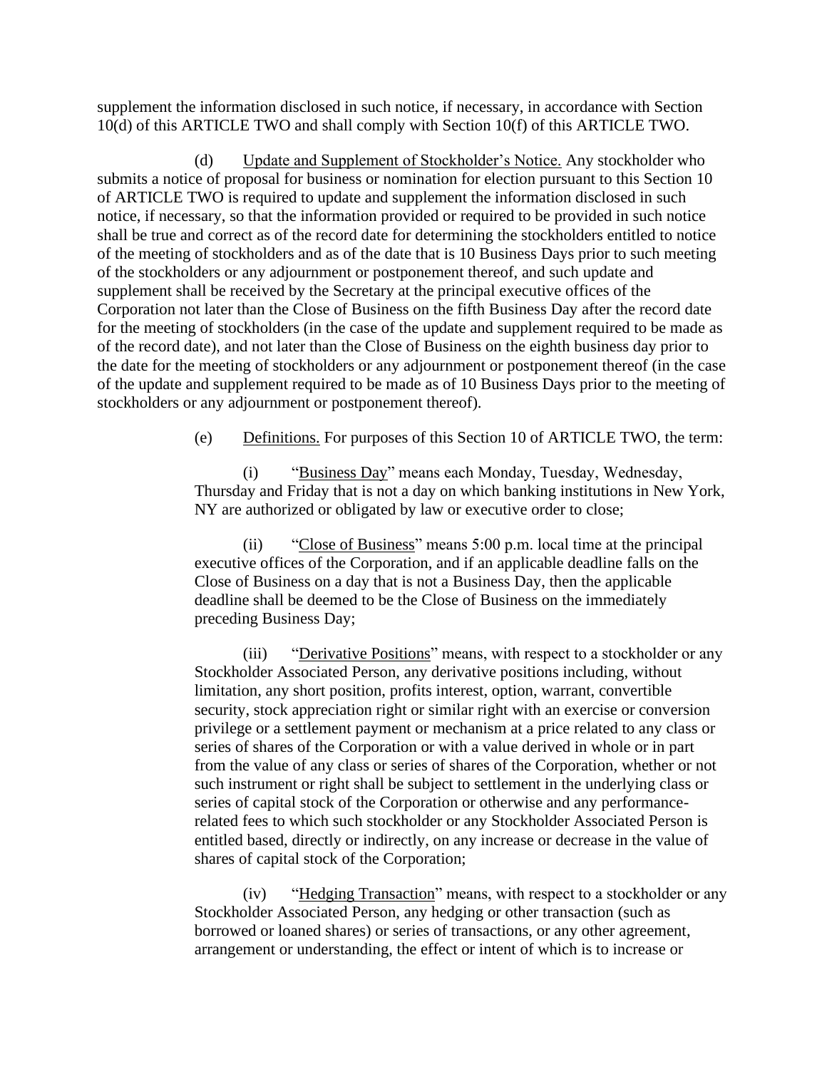supplement the information disclosed in such notice, if necessary, in accordance with Section 10(d) of this ARTICLE TWO and shall comply with Section 10(f) of this ARTICLE TWO.

(d) Update and Supplement of Stockholder's Notice. Any stockholder who submits a notice of proposal for business or nomination for election pursuant to this Section 10 of ARTICLE TWO is required to update and supplement the information disclosed in such notice, if necessary, so that the information provided or required to be provided in such notice shall be true and correct as of the record date for determining the stockholders entitled to notice of the meeting of stockholders and as of the date that is 10 Business Days prior to such meeting of the stockholders or any adjournment or postponement thereof, and such update and supplement shall be received by the Secretary at the principal executive offices of the Corporation not later than the Close of Business on the fifth Business Day after the record date for the meeting of stockholders (in the case of the update and supplement required to be made as of the record date), and not later than the Close of Business on the eighth business day prior to the date for the meeting of stockholders or any adjournment or postponement thereof (in the case of the update and supplement required to be made as of 10 Business Days prior to the meeting of stockholders or any adjournment or postponement thereof).

(e) Definitions. For purposes of this Section 10 of ARTICLE TWO, the term:

(i) "Business Day" means each Monday, Tuesday, Wednesday, Thursday and Friday that is not a day on which banking institutions in New York, NY are authorized or obligated by law or executive order to close;

(ii) "Close of Business" means 5:00 p.m. local time at the principal executive offices of the Corporation, and if an applicable deadline falls on the Close of Business on a day that is not a Business Day, then the applicable deadline shall be deemed to be the Close of Business on the immediately preceding Business Day;

(iii) "Derivative Positions" means, with respect to a stockholder or any Stockholder Associated Person, any derivative positions including, without limitation, any short position, profits interest, option, warrant, convertible security, stock appreciation right or similar right with an exercise or conversion privilege or a settlement payment or mechanism at a price related to any class or series of shares of the Corporation or with a value derived in whole or in part from the value of any class or series of shares of the Corporation, whether or not such instrument or right shall be subject to settlement in the underlying class or series of capital stock of the Corporation or otherwise and any performance-related fees to which such stockholder or any Stockholder Associated Person is entitled based, directly or indirectly, on any increase or decrease in the value of shares of capital stock of the Corporation;

(iv) "Hedging Transaction" means, with respect to a stockholder or any Stockholder Associated Person, any hedging or other transaction (such as borrowed or loaned shares) or series of transactions, or any other agreement, arrangement or understanding, the effect or intent of which is to increase or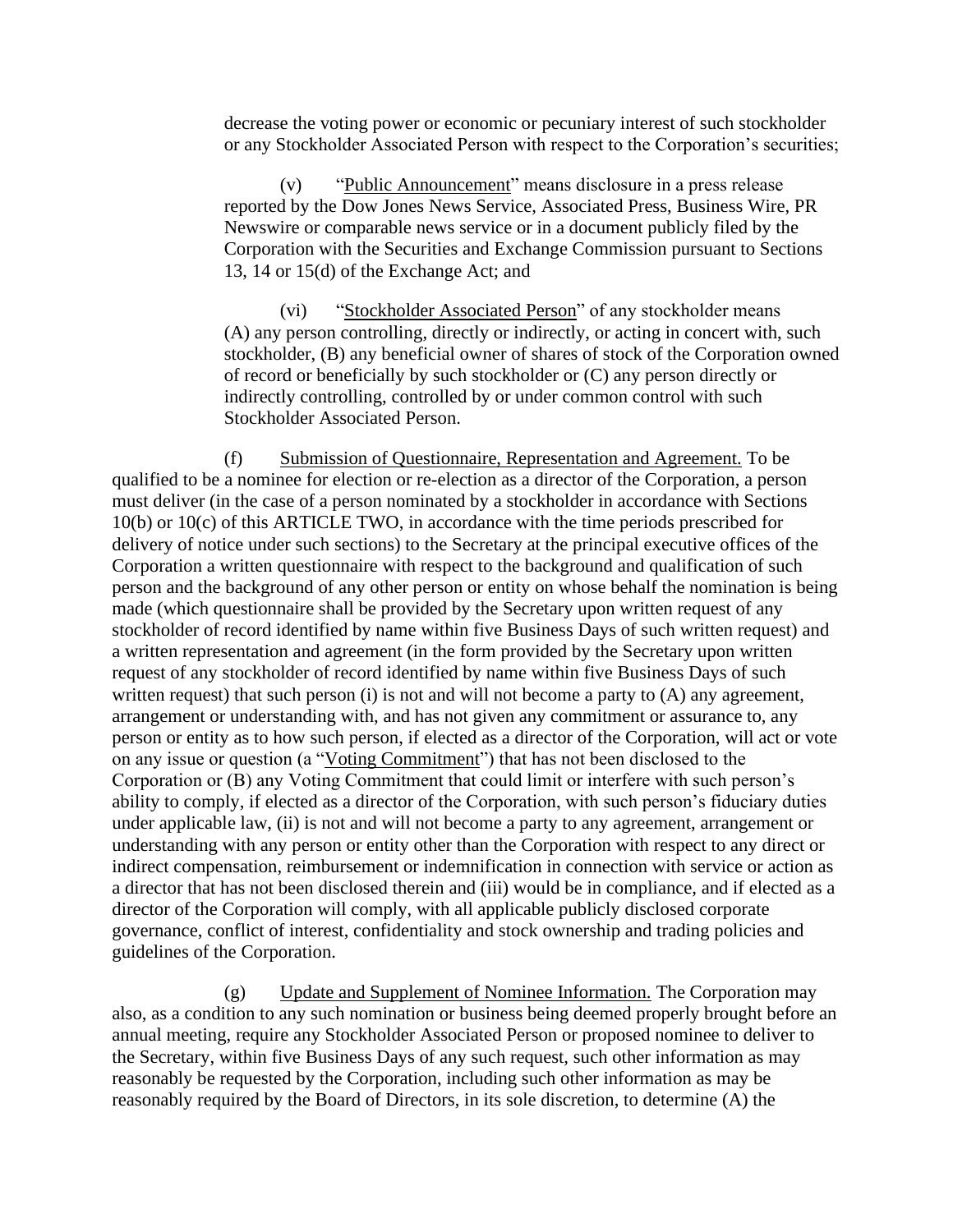decrease the voting power or economic or pecuniary interest of such stockholder or any Stockholder Associated Person with respect to the Corporation's securities;

(v) "Public Announcement" means disclosure in a press release reported by the Dow Jones News Service, Associated Press, Business Wire, PR Newswire or comparable news service or in a document publicly filed by the Corporation with the Securities and Exchange Commission pursuant to Sections 13, 14 or 15(d) of the Exchange Act; and

(vi) "Stockholder Associated Person" of any stockholder means (A) any person controlling, directly or indirectly, or acting in concert with, such stockholder, (B) any beneficial owner of shares of stock of the Corporation owned of record or beneficially by such stockholder or (C) any person directly or indirectly controlling, controlled by or under common control with such Stockholder Associated Person.

(f) Submission of Questionnaire, Representation and Agreement. To be qualified to be a nominee for election or re-election as a director of the Corporation, a person must deliver (in the case of a person nominated by a stockholder in accordance with Sections 10(b) or 10(c) of this ARTICLE TWO, in accordance with the time periods prescribed for delivery of notice under such sections) to the Secretary at the principal executive offices of the Corporation a written questionnaire with respect to the background and qualification of such person and the background of any other person or entity on whose behalf the nomination is being made (which questionnaire shall be provided by the Secretary upon written request of any stockholder of record identified by name within five Business Days of such written request) and a written representation and agreement (in the form provided by the Secretary upon written request of any stockholder of record identified by name within five Business Days of such written request) that such person (i) is not and will not become a party to (A) any agreement, arrangement or understanding with, and has not given any commitment or assurance to, any person or entity as to how such person, if elected as a director of the Corporation, will act or vote on any issue or question (a "Voting Commitment") that has not been disclosed to the Corporation or (B) any Voting Commitment that could limit or interfere with such person's ability to comply, if elected as a director of the Corporation, with such person's fiduciary duties under applicable law, (ii) is not and will not become a party to any agreement, arrangement or understanding with any person or entity other than the Corporation with respect to any direct or indirect compensation, reimbursement or indemnification in connection with service or action as a director that has not been disclosed therein and (iii) would be in compliance, and if elected as a director of the Corporation will comply, with all applicable publicly disclosed corporate governance, conflict of interest, confidentiality and stock ownership and trading policies and guidelines of the Corporation.

(g) Update and Supplement of Nominee Information. The Corporation may also, as a condition to any such nomination or business being deemed properly brought before an annual meeting, require any Stockholder Associated Person or proposed nominee to deliver to the Secretary, within five Business Days of any such request, such other information as may reasonably be requested by the Corporation, including such other information as may be reasonably required by the Board of Directors, in its sole discretion, to determine (A) the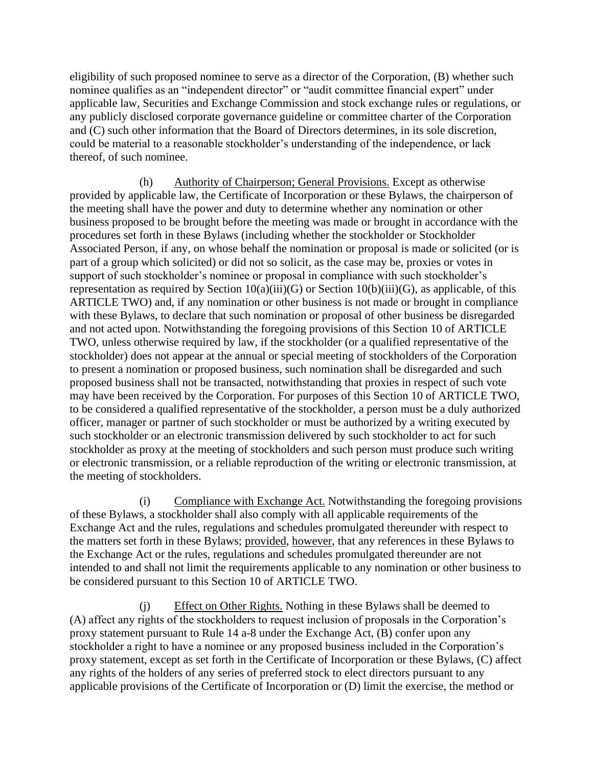eligibility of such proposed nominee to serve as a director of the Corporation, (B) whether such nominee qualifies as an "independent director" or "audit committee financial expert" under applicable law, Securities and Exchange Commission and stock exchange rules or regulations, or any publicly disclosed corporate governance guideline or committee charter of the Corporation and (C) such other information that the Board of Directors determines, in its sole discretion, could be material to a reasonable stockholder's understanding of the independence, or lack thereof, of such nominee.

(h) Authority of Chairperson; General Provisions. Except as otherwise provided by applicable law, the Certificate of Incorporation or these Bylaws, the chairperson of the meeting shall have the power and duty to determine whether any nomination or other business proposed to be brought before the meeting was made or brought in accordance with the procedures set forth in these Bylaws (including whether the stockholder or Stockholder Associated Person, if any, on whose behalf the nomination or proposal is made or solicited (or is part of a group which solicited) or did not so solicit, as the case may be, proxies or votes in support of such stockholder's nominee or proposal in compliance with such stockholder's representation as required by Section 10(a)(iii)(G) or Section 10(b)(iii)(G), as applicable, of this ARTICLE TWO) and, if any nomination or other business is not made or brought in compliance with these Bylaws, to declare that such nomination or proposal of other business be disregarded and not acted upon. Notwithstanding the foregoing provisions of this Section 10 of ARTICLE TWO, unless otherwise required by law, if the stockholder (or a qualified representative of the stockholder) does not appear at the annual or special meeting of stockholders of the Corporation to present a nomination or proposed business, such nomination shall be disregarded and such proposed business shall not be transacted, notwithstanding that proxies in respect of such vote may have been received by the Corporation. For purposes of this Section 10 of ARTICLE TWO, to be considered a qualified representative of the stockholder, a person must be a duly authorized officer, manager or partner of such stockholder or must be authorized by a writing executed by such stockholder or an electronic transmission delivered by such stockholder to act for such stockholder as proxy at the meeting of stockholders and such person must produce such writing or electronic transmission, or a reliable reproduction of the writing or electronic transmission, at the meeting of stockholders.

(i) Compliance with Exchange Act. Notwithstanding the foregoing provisions of these Bylaws, a stockholder shall also comply with all applicable requirements of the Exchange Act and the rules, regulations and schedules promulgated thereunder with respect to the matters set forth in these Bylaws; provided, however, that any references in these Bylaws to the Exchange Act or the rules, regulations and schedules promulgated thereunder are not intended to and shall not limit the requirements applicable to any nomination or other business to be considered pursuant to this Section 10 of ARTICLE TWO.

(j) Effect on Other Rights. Nothing in these Bylaws shall be deemed to (A) affect any rights of the stockholders to request inclusion of proposals in the Corporation's proxy statement pursuant to Rule 14 a-8 under the Exchange Act, (B) confer upon any stockholder a right to have a nominee or any proposed business included in the Corporation's proxy statement, except as set forth in the Certificate of Incorporation or these Bylaws, (C) affect any rights of the holders of any series of preferred stock to elect directors pursuant to any applicable provisions of the Certificate of Incorporation or (D) limit the exercise, the method or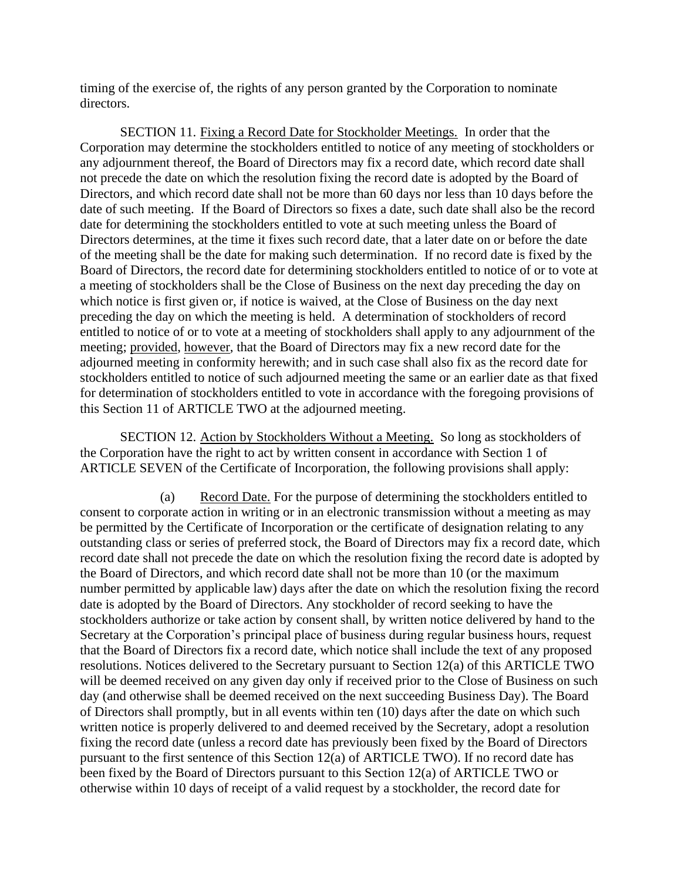timing of the exercise of, the rights of any person granted by the Corporation to nominate directors.

SECTION 11. Fixing a Record Date for Stockholder Meetings. In order that the Corporation may determine the stockholders entitled to notice of any meeting of stockholders or any adjournment thereof, the Board of Directors may fix a record date, which record date shall not precede the date on which the resolution fixing the record date is adopted by the Board of Directors, and which record date shall not be more than 60 days nor less than 10 days before the date of such meeting. If the Board of Directors so fixes a date, such date shall also be the record date for determining the stockholders entitled to vote at such meeting unless the Board of Directors determines, at the time it fixes such record date, that a later date on or before the date of the meeting shall be the date for making such determination. If no record date is fixed by the Board of Directors, the record date for determining stockholders entitled to notice of or to vote at a meeting of stockholders shall be the Close of Business on the next day preceding the day on which notice is first given or, if notice is waived, at the Close of Business on the day next preceding the day on which the meeting is held. A determination of stockholders of record entitled to notice of or to vote at a meeting of stockholders shall apply to any adjournment of the meeting; provided, however, that the Board of Directors may fix a new record date for the adjourned meeting in conformity herewith; and in such case shall also fix as the record date for stockholders entitled to notice of such adjourned meeting the same or an earlier date as that fixed for determination of stockholders entitled to vote in accordance with the foregoing provisions of this Section 11 of ARTICLE TWO at the adjourned meeting.

SECTION 12. Action by Stockholders Without a Meeting. So long as stockholders of the Corporation have the right to act by written consent in accordance with Section 1 of ARTICLE SEVEN of the Certificate of Incorporation, the following provisions shall apply:

(a) Record Date. For the purpose of determining the stockholders entitled to consent to corporate action in writing or in an electronic transmission without a meeting as may be permitted by the Certificate of Incorporation or the certificate of designation relating to any outstanding class or series of preferred stock, the Board of Directors may fix a record date, which record date shall not precede the date on which the resolution fixing the record date is adopted by the Board of Directors, and which record date shall not be more than 10 (or the maximum number permitted by applicable law) days after the date on which the resolution fixing the record date is adopted by the Board of Directors. Any stockholder of record seeking to have the stockholders authorize or take action by consent shall, by written notice delivered by hand to the Secretary at the Corporation's principal place of business during regular business hours, request that the Board of Directors fix a record date, which notice shall include the text of any proposed resolutions. Notices delivered to the Secretary pursuant to Section 12(a) of this ARTICLE TWO will be deemed received on any given day only if received prior to the Close of Business on such day (and otherwise shall be deemed received on the next succeeding Business Day). The Board of Directors shall promptly, but in all events within ten (10) days after the date on which such written notice is properly delivered to and deemed received by the Secretary, adopt a resolution fixing the record date (unless a record date has previously been fixed by the Board of Directors pursuant to the first sentence of this Section 12(a) of ARTICLE TWO). If no record date has been fixed by the Board of Directors pursuant to this Section 12(a) of ARTICLE TWO or otherwise within 10 days of receipt of a valid request by a stockholder, the record date for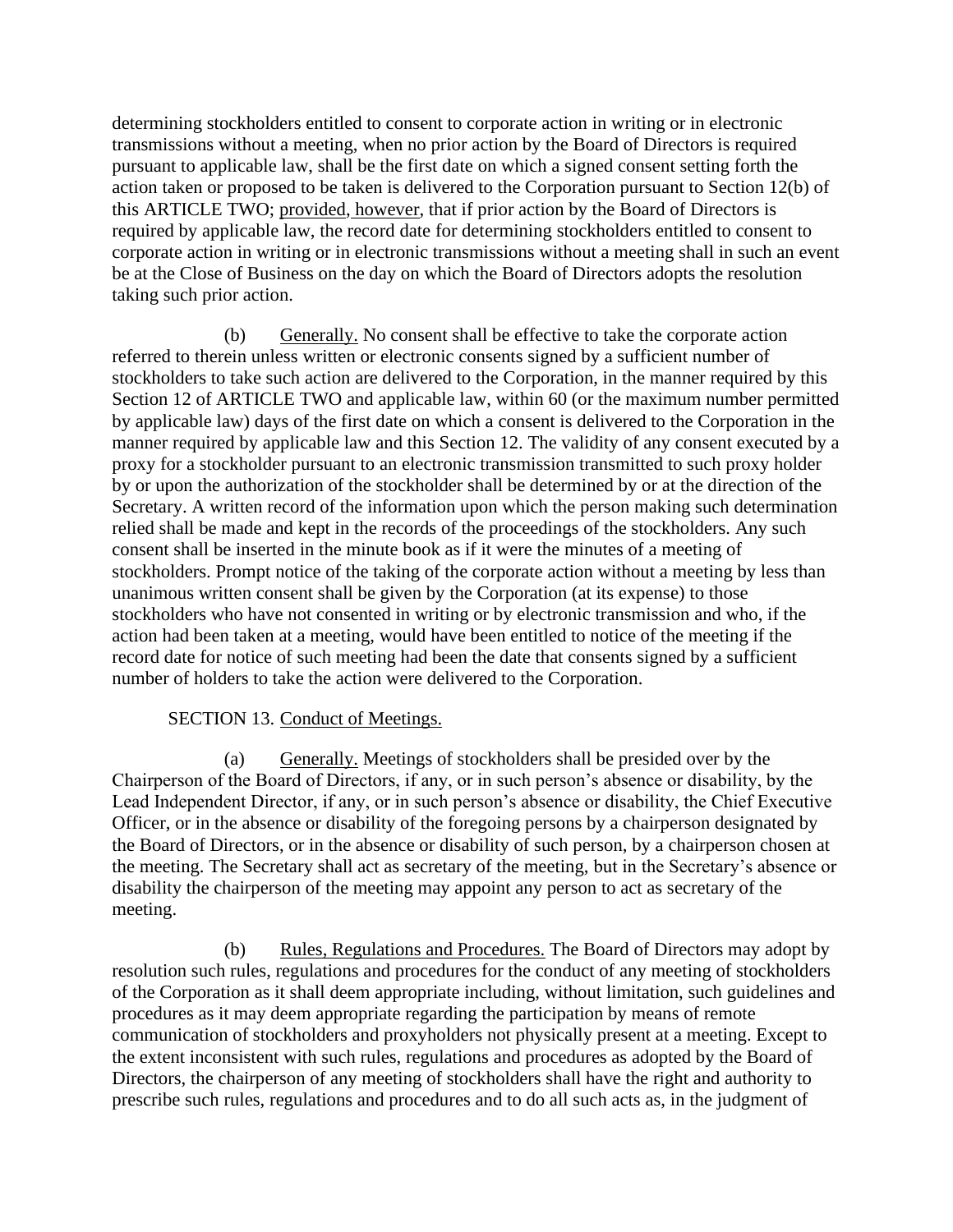determining stockholders entitled to consent to corporate action in writing or in electronic transmissions without a meeting, when no prior action by the Board of Directors is required pursuant to applicable law, shall be the first date on which a signed consent setting forth the action taken or proposed to be taken is delivered to the Corporation pursuant to Section 12(b) of this ARTICLE TWO; provided, however, that if prior action by the Board of Directors is required by applicable law, the record date for determining stockholders entitled to consent to corporate action in writing or in electronic transmissions without a meeting shall in such an event be at the Close of Business on the day on which the Board of Directors adopts the resolution taking such prior action.

(b) Generally. No consent shall be effective to take the corporate action referred to therein unless written or electronic consents signed by a sufficient number of stockholders to take such action are delivered to the Corporation, in the manner required by this Section 12 of ARTICLE TWO and applicable law, within 60 (or the maximum number permitted by applicable law) days of the first date on which a consent is delivered to the Corporation in the manner required by applicable law and this Section 12. The validity of any consent executed by a proxy for a stockholder pursuant to an electronic transmission transmitted to such proxy holder by or upon the authorization of the stockholder shall be determined by or at the direction of the Secretary. A written record of the information upon which the person making such determination relied shall be made and kept in the records of the proceedings of the stockholders. Any such consent shall be inserted in the minute book as if it were the minutes of a meeting of stockholders. Prompt notice of the taking of the corporate action without a meeting by less than unanimous written consent shall be given by the Corporation (at its expense) to those stockholders who have not consented in writing or by electronic transmission and who, if the action had been taken at a meeting, would have been entitled to notice of the meeting if the record date for notice of such meeting had been the date that consents signed by a sufficient number of holders to take the action were delivered to the Corporation.

SECTION 13. Conduct of Meetings.

(a) Generally. Meetings of stockholders shall be presided over by the Chairperson of the Board of Directors, if any, or in such person's absence or disability, by the Lead Independent Director, if any, or in such person's absence or disability, the Chief Executive Officer, or in the absence or disability of the foregoing persons by a chairperson designated by the Board of Directors, or in the absence or disability of such person, by a chairperson chosen at the meeting. The Secretary shall act as secretary of the meeting, but in the Secretary's absence or disability the chairperson of the meeting may appoint any person to act as secretary of the meeting.

(b) Rules, Regulations and Procedures. The Board of Directors may adopt by resolution such rules, regulations and procedures for the conduct of any meeting of stockholders of the Corporation as it shall deem appropriate including, without limitation, such guidelines and procedures as it may deem appropriate regarding the participation by means of remote communication of stockholders and proxyholders not physically present at a meeting. Except to the extent inconsistent with such rules, regulations and procedures as adopted by the Board of Directors, the chairperson of any meeting of stockholders shall have the right and authority to prescribe such rules, regulations and procedures and to do all such acts as, in the judgment of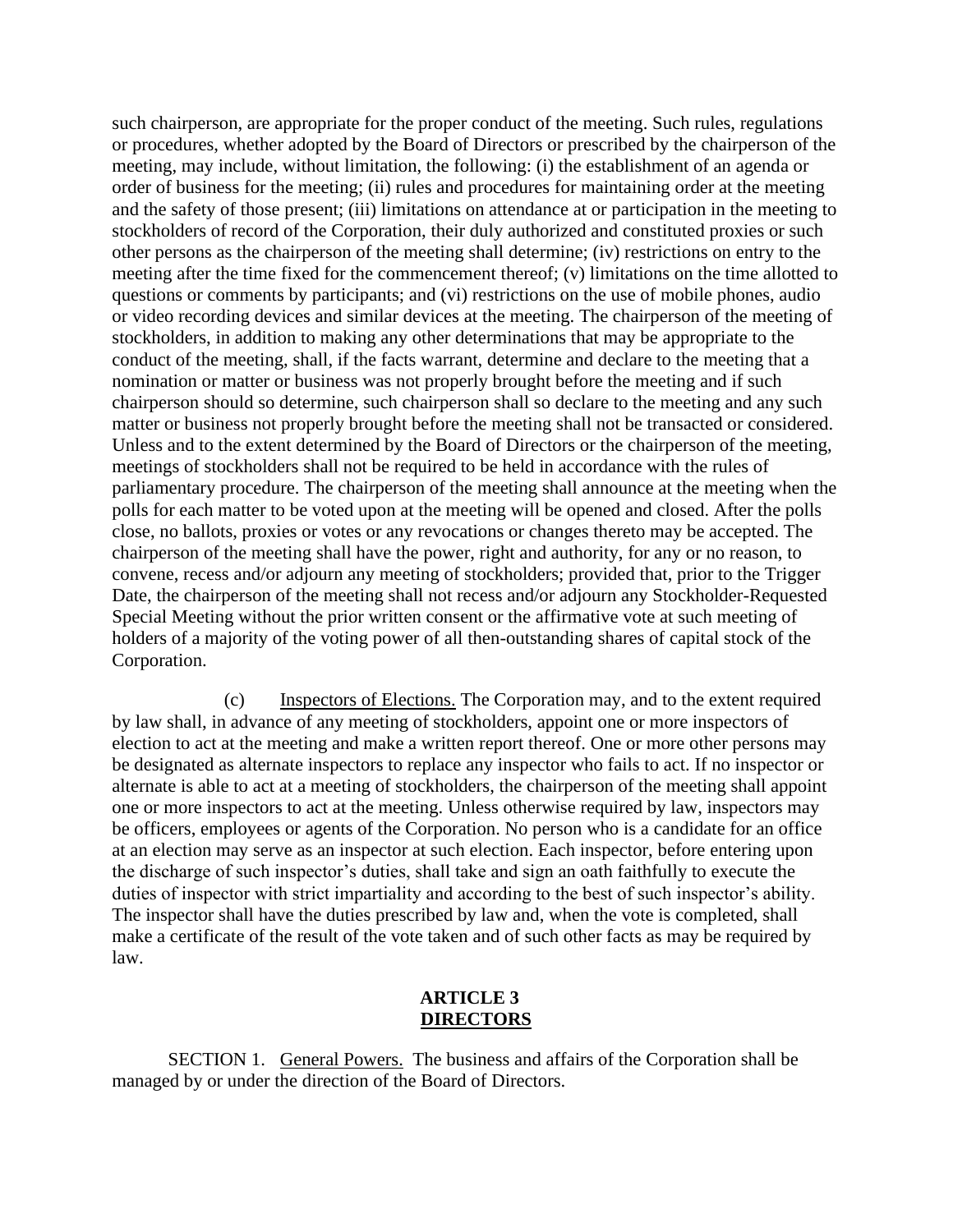such chairperson, are appropriate for the proper conduct of the meeting. Such rules, regulations or procedures, whether adopted by the Board of Directors or prescribed by the chairperson of the meeting, may include, without limitation, the following: (i) the establishment of an agenda or order of business for the meeting; (ii) rules and procedures for maintaining order at the meeting and the safety of those present; (iii) limitations on attendance at or participation in the meeting to stockholders of record of the Corporation, their duly authorized and constituted proxies or such other persons as the chairperson of the meeting shall determine; (iv) restrictions on entry to the meeting after the time fixed for the commencement thereof; (v) limitations on the time allotted to questions or comments by participants; and (vi) restrictions on the use of mobile phones, audio or video recording devices and similar devices at the meeting. The chairperson of the meeting of stockholders, in addition to making any other determinations that may be appropriate to the conduct of the meeting, shall, if the facts warrant, determine and declare to the meeting that a nomination or matter or business was not properly brought before the meeting and if such chairperson should so determine, such chairperson shall so declare to the meeting and any such matter or business not properly brought before the meeting shall not be transacted or considered. Unless and to the extent determined by the Board of Directors or the chairperson of the meeting, meetings of stockholders shall not be required to be held in accordance with the rules of parliamentary procedure. The chairperson of the meeting shall announce at the meeting when the polls for each matter to be voted upon at the meeting will be opened and closed. After the polls close, no ballots, proxies or votes or any revocations or changes thereto may be accepted. The chairperson of the meeting shall have the power, right and authority, for any or no reason, to convene, recess and/or adjourn any meeting of stockholders; provided that, prior to the Trigger Date, the chairperson of the meeting shall not recess and/or adjourn any Stockholder-Requested Special Meeting without the prior written consent or the affirmative vote at such meeting of holders of a majority of the voting power of all then-outstanding shares of capital stock of the Corporation.

(c) Inspectors of Elections. The Corporation may, and to the extent required by law shall, in advance of any meeting of stockholders, appoint one or more inspectors of election to act at the meeting and make a written report thereof. One or more other persons may be designated as alternate inspectors to replace any inspector who fails to act. If no inspector or alternate is able to act at a meeting of stockholders, the chairperson of the meeting shall appoint one or more inspectors to act at the meeting. Unless otherwise required by law, inspectors may be officers, employees or agents of the Corporation. No person who is a candidate for an office at an election may serve as an inspector at such election. Each inspector, before entering upon the discharge of such inspector's duties, shall take and sign an oath faithfully to execute the duties of inspector with strict impartiality and according to the best of such inspector's ability. The inspector shall have the duties prescribed by law and, when the vote is completed, shall make a certificate of the result of the vote taken and of such other facts as may be required by law.

## ARTICLE 3
## DIRECTORS

SECTION 1. General Powers. The business and affairs of the Corporation shall be managed by or under the direction of the Board of Directors.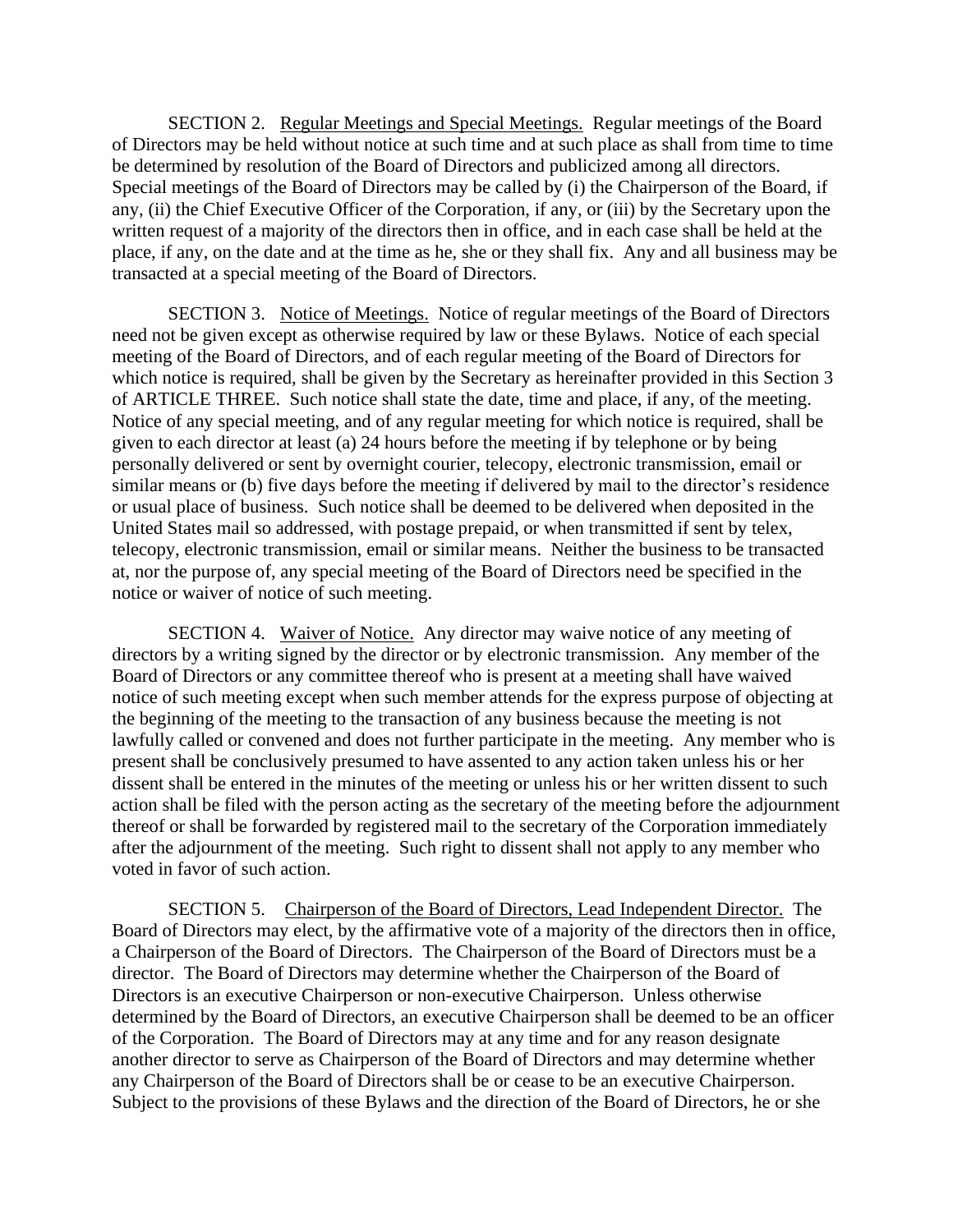SECTION 2. Regular Meetings and Special Meetings. Regular meetings of the Board of Directors may be held without notice at such time and at such place as shall from time to time be determined by resolution of the Board of Directors and publicized among all directors. Special meetings of the Board of Directors may be called by (i) the Chairperson of the Board, if any, (ii) the Chief Executive Officer of the Corporation, if any, or (iii) by the Secretary upon the written request of a majority of the directors then in office, and in each case shall be held at the place, if any, on the date and at the time as he, she or they shall fix. Any and all business may be transacted at a special meeting of the Board of Directors.

SECTION 3. Notice of Meetings. Notice of regular meetings of the Board of Directors need not be given except as otherwise required by law or these Bylaws. Notice of each special meeting of the Board of Directors, and of each regular meeting of the Board of Directors for which notice is required, shall be given by the Secretary as hereinafter provided in this Section 3 of ARTICLE THREE. Such notice shall state the date, time and place, if any, of the meeting. Notice of any special meeting, and of any regular meeting for which notice is required, shall be given to each director at least (a) 24 hours before the meeting if by telephone or by being personally delivered or sent by overnight courier, telecopy, electronic transmission, email or similar means or (b) five days before the meeting if delivered by mail to the director's residence or usual place of business. Such notice shall be deemed to be delivered when deposited in the United States mail so addressed, with postage prepaid, or when transmitted if sent by telex, telecopy, electronic transmission, email or similar means. Neither the business to be transacted at, nor the purpose of, any special meeting of the Board of Directors need be specified in the notice or waiver of notice of such meeting.

SECTION 4. Waiver of Notice. Any director may waive notice of any meeting of directors by a writing signed by the director or by electronic transmission. Any member of the Board of Directors or any committee thereof who is present at a meeting shall have waived notice of such meeting except when such member attends for the express purpose of objecting at the beginning of the meeting to the transaction of any business because the meeting is not lawfully called or convened and does not further participate in the meeting. Any member who is present shall be conclusively presumed to have assented to any action taken unless his or her dissent shall be entered in the minutes of the meeting or unless his or her written dissent to such action shall be filed with the person acting as the secretary of the meeting before the adjournment thereof or shall be forwarded by registered mail to the secretary of the Corporation immediately after the adjournment of the meeting. Such right to dissent shall not apply to any member who voted in favor of such action.

SECTION 5. Chairperson of the Board of Directors, Lead Independent Director. The Board of Directors may elect, by the affirmative vote of a majority of the directors then in office, a Chairperson of the Board of Directors. The Chairperson of the Board of Directors must be a director. The Board of Directors may determine whether the Chairperson of the Board of Directors is an executive Chairperson or non-executive Chairperson. Unless otherwise determined by the Board of Directors, an executive Chairperson shall be deemed to be an officer of the Corporation. The Board of Directors may at any time and for any reason designate another director to serve as Chairperson of the Board of Directors and may determine whether any Chairperson of the Board of Directors shall be or cease to be an executive Chairperson. Subject to the provisions of these Bylaws and the direction of the Board of Directors, he or she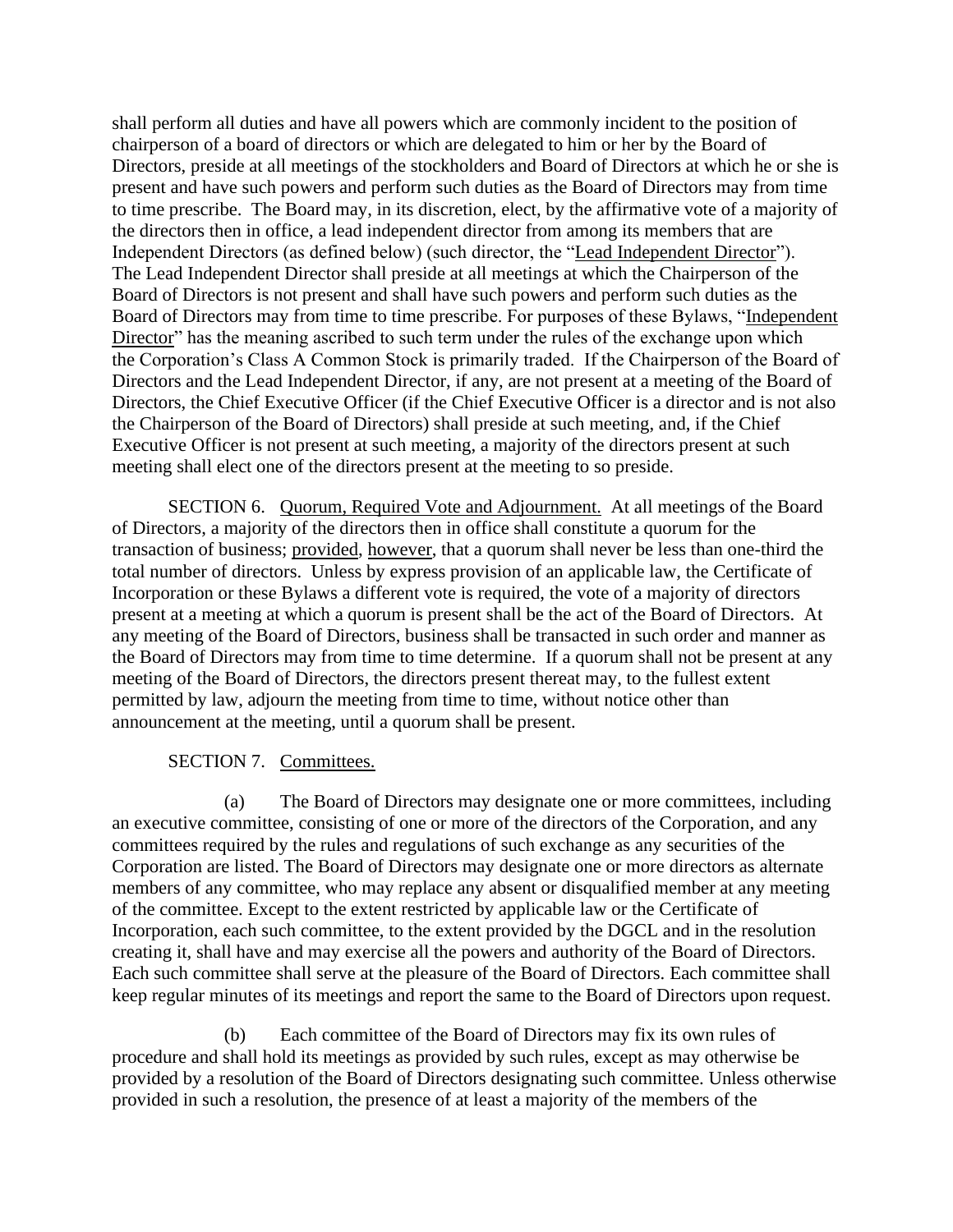shall perform all duties and have all powers which are commonly incident to the position of chairperson of a board of directors or which are delegated to him or her by the Board of Directors, preside at all meetings of the stockholders and Board of Directors at which he or she is present and have such powers and perform such duties as the Board of Directors may from time to time prescribe. The Board may, in its discretion, elect, by the affirmative vote of a majority of the directors then in office, a lead independent director from among its members that are Independent Directors (as defined below) (such director, the "Lead Independent Director"). The Lead Independent Director shall preside at all meetings at which the Chairperson of the Board of Directors is not present and shall have such powers and perform such duties as the Board of Directors may from time to time prescribe. For purposes of these Bylaws, "Independent Director" has the meaning ascribed to such term under the rules of the exchange upon which the Corporation's Class A Common Stock is primarily traded. If the Chairperson of the Board of Directors and the Lead Independent Director, if any, are not present at a meeting of the Board of Directors, the Chief Executive Officer (if the Chief Executive Officer is a director and is not also the Chairperson of the Board of Directors) shall preside at such meeting, and, if the Chief Executive Officer is not present at such meeting, a majority of the directors present at such meeting shall elect one of the directors present at the meeting to so preside.

SECTION 6. Quorum, Required Vote and Adjournment. At all meetings of the Board of Directors, a majority of the directors then in office shall constitute a quorum for the transaction of business; provided, however, that a quorum shall never be less than one-third the total number of directors. Unless by express provision of an applicable law, the Certificate of Incorporation or these Bylaws a different vote is required, the vote of a majority of directors present at a meeting at which a quorum is present shall be the act of the Board of Directors. At any meeting of the Board of Directors, business shall be transacted in such order and manner as the Board of Directors may from time to time determine. If a quorum shall not be present at any meeting of the Board of Directors, the directors present thereat may, to the fullest extent permitted by law, adjourn the meeting from time to time, without notice other than announcement at the meeting, until a quorum shall be present.

SECTION 7. Committees.

(a) The Board of Directors may designate one or more committees, including an executive committee, consisting of one or more of the directors of the Corporation, and any committees required by the rules and regulations of such exchange as any securities of the Corporation are listed. The Board of Directors may designate one or more directors as alternate members of any committee, who may replace any absent or disqualified member at any meeting of the committee. Except to the extent restricted by applicable law or the Certificate of Incorporation, each such committee, to the extent provided by the DGCL and in the resolution creating it, shall have and may exercise all the powers and authority of the Board of Directors. Each such committee shall serve at the pleasure of the Board of Directors. Each committee shall keep regular minutes of its meetings and report the same to the Board of Directors upon request.

(b) Each committee of the Board of Directors may fix its own rules of procedure and shall hold its meetings as provided by such rules, except as may otherwise be provided by a resolution of the Board of Directors designating such committee. Unless otherwise provided in such a resolution, the presence of at least a majority of the members of the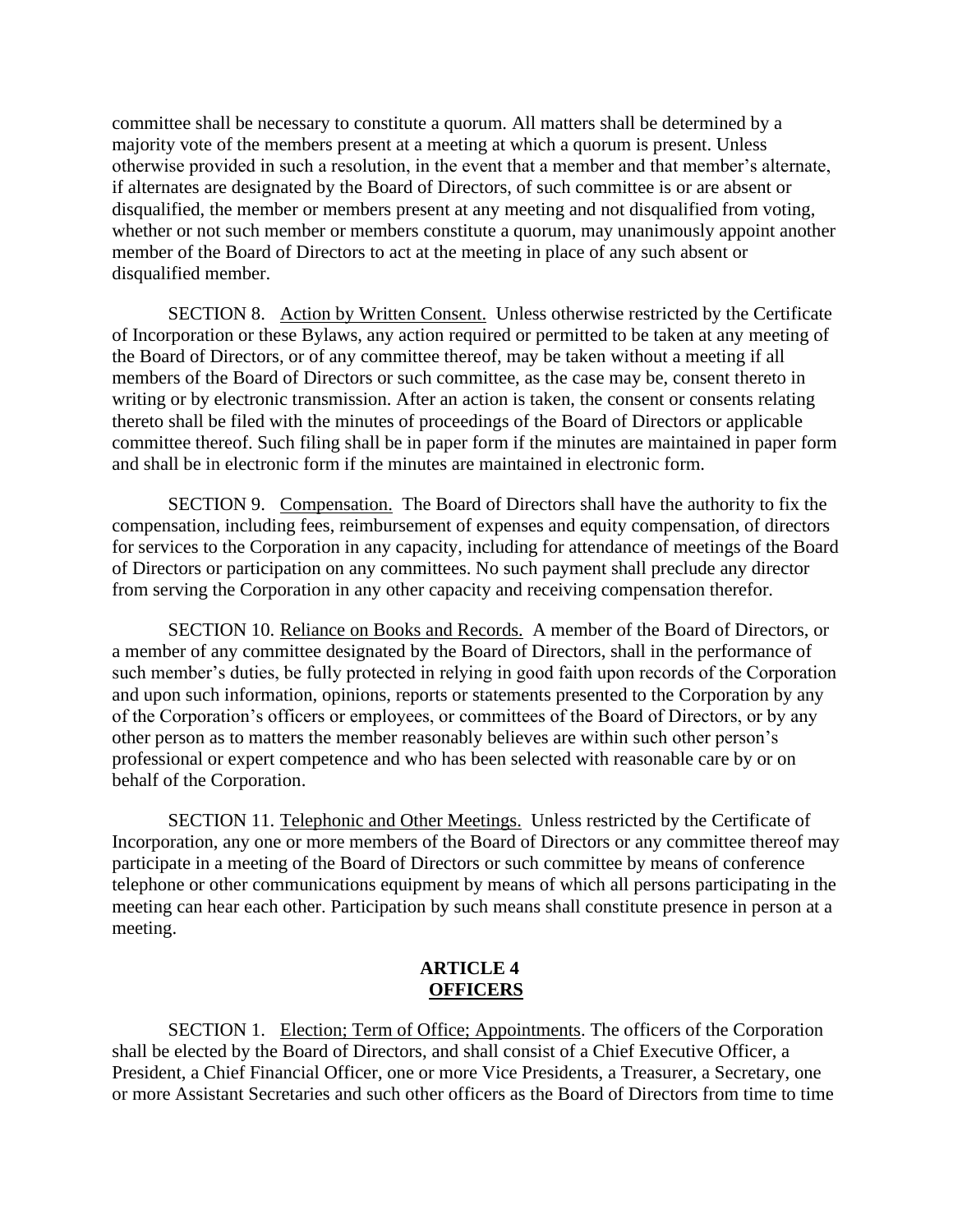committee shall be necessary to constitute a quorum. All matters shall be determined by a majority vote of the members present at a meeting at which a quorum is present. Unless otherwise provided in such a resolution, in the event that a member and that member's alternate, if alternates are designated by the Board of Directors, of such committee is or are absent or disqualified, the member or members present at any meeting and not disqualified from voting, whether or not such member or members constitute a quorum, may unanimously appoint another member of the Board of Directors to act at the meeting in place of any such absent or disqualified member.

SECTION 8. Action by Written Consent. Unless otherwise restricted by the Certificate of Incorporation or these Bylaws, any action required or permitted to be taken at any meeting of the Board of Directors, or of any committee thereof, may be taken without a meeting if all members of the Board of Directors or such committee, as the case may be, consent thereto in writing or by electronic transmission. After an action is taken, the consent or consents relating thereto shall be filed with the minutes of proceedings of the Board of Directors or applicable committee thereof. Such filing shall be in paper form if the minutes are maintained in paper form and shall be in electronic form if the minutes are maintained in electronic form.

SECTION 9. Compensation. The Board of Directors shall have the authority to fix the compensation, including fees, reimbursement of expenses and equity compensation, of directors for services to the Corporation in any capacity, including for attendance of meetings of the Board of Directors or participation on any committees. No such payment shall preclude any director from serving the Corporation in any other capacity and receiving compensation therefor.

SECTION 10. Reliance on Books and Records. A member of the Board of Directors, or a member of any committee designated by the Board of Directors, shall in the performance of such member's duties, be fully protected in relying in good faith upon records of the Corporation and upon such information, opinions, reports or statements presented to the Corporation by any of the Corporation's officers or employees, or committees of the Board of Directors, or by any other person as to matters the member reasonably believes are within such other person's professional or expert competence and who has been selected with reasonable care by or on behalf of the Corporation.

SECTION 11. Telephonic and Other Meetings. Unless restricted by the Certificate of Incorporation, any one or more members of the Board of Directors or any committee thereof may participate in a meeting of the Board of Directors or such committee by means of conference telephone or other communications equipment by means of which all persons participating in the meeting can hear each other. Participation by such means shall constitute presence in person at a meeting.

## ARTICLE 4
## OFFICERS

SECTION 1. Election; Term of Office; Appointments. The officers of the Corporation shall be elected by the Board of Directors, and shall consist of a Chief Executive Officer, a President, a Chief Financial Officer, one or more Vice Presidents, a Treasurer, a Secretary, one or more Assistant Secretaries and such other officers as the Board of Directors from time to time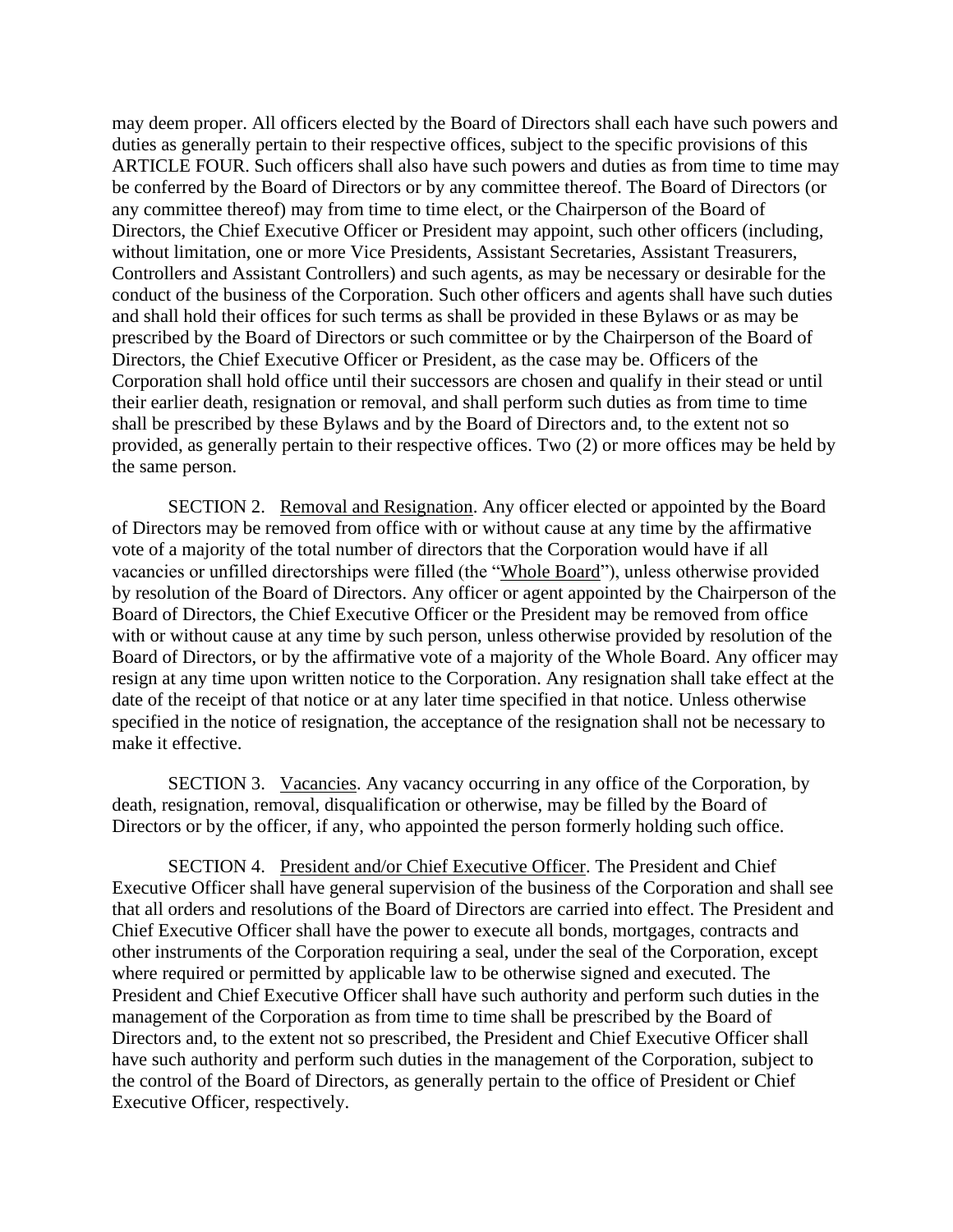may deem proper. All officers elected by the Board of Directors shall each have such powers and duties as generally pertain to their respective offices, subject to the specific provisions of this ARTICLE FOUR. Such officers shall also have such powers and duties as from time to time may be conferred by the Board of Directors or by any committee thereof. The Board of Directors (or any committee thereof) may from time to time elect, or the Chairperson of the Board of Directors, the Chief Executive Officer or President may appoint, such other officers (including, without limitation, one or more Vice Presidents, Assistant Secretaries, Assistant Treasurers, Controllers and Assistant Controllers) and such agents, as may be necessary or desirable for the conduct of the business of the Corporation. Such other officers and agents shall have such duties and shall hold their offices for such terms as shall be provided in these Bylaws or as may be prescribed by the Board of Directors or such committee or by the Chairperson of the Board of Directors, the Chief Executive Officer or President, as the case may be. Officers of the Corporation shall hold office until their successors are chosen and qualify in their stead or until their earlier death, resignation or removal, and shall perform such duties as from time to time shall be prescribed by these Bylaws and by the Board of Directors and, to the extent not so provided, as generally pertain to their respective offices. Two (2) or more offices may be held by the same person.

SECTION 2. Removal and Resignation. Any officer elected or appointed by the Board of Directors may be removed from office with or without cause at any time by the affirmative vote of a majority of the total number of directors that the Corporation would have if all vacancies or unfilled directorships were filled (the "Whole Board"), unless otherwise provided by resolution of the Board of Directors. Any officer or agent appointed by the Chairperson of the Board of Directors, the Chief Executive Officer or the President may be removed from office with or without cause at any time by such person, unless otherwise provided by resolution of the Board of Directors, or by the affirmative vote of a majority of the Whole Board. Any officer may resign at any time upon written notice to the Corporation. Any resignation shall take effect at the date of the receipt of that notice or at any later time specified in that notice. Unless otherwise specified in the notice of resignation, the acceptance of the resignation shall not be necessary to make it effective.

SECTION 3. Vacancies. Any vacancy occurring in any office of the Corporation, by death, resignation, removal, disqualification or otherwise, may be filled by the Board of Directors or by the officer, if any, who appointed the person formerly holding such office.

SECTION 4. President and/or Chief Executive Officer. The President and Chief Executive Officer shall have general supervision of the business of the Corporation and shall see that all orders and resolutions of the Board of Directors are carried into effect. The President and Chief Executive Officer shall have the power to execute all bonds, mortgages, contracts and other instruments of the Corporation requiring a seal, under the seal of the Corporation, except where required or permitted by applicable law to be otherwise signed and executed. The President and Chief Executive Officer shall have such authority and perform such duties in the management of the Corporation as from time to time shall be prescribed by the Board of Directors and, to the extent not so prescribed, the President and Chief Executive Officer shall have such authority and perform such duties in the management of the Corporation, subject to the control of the Board of Directors, as generally pertain to the office of President or Chief Executive Officer, respectively.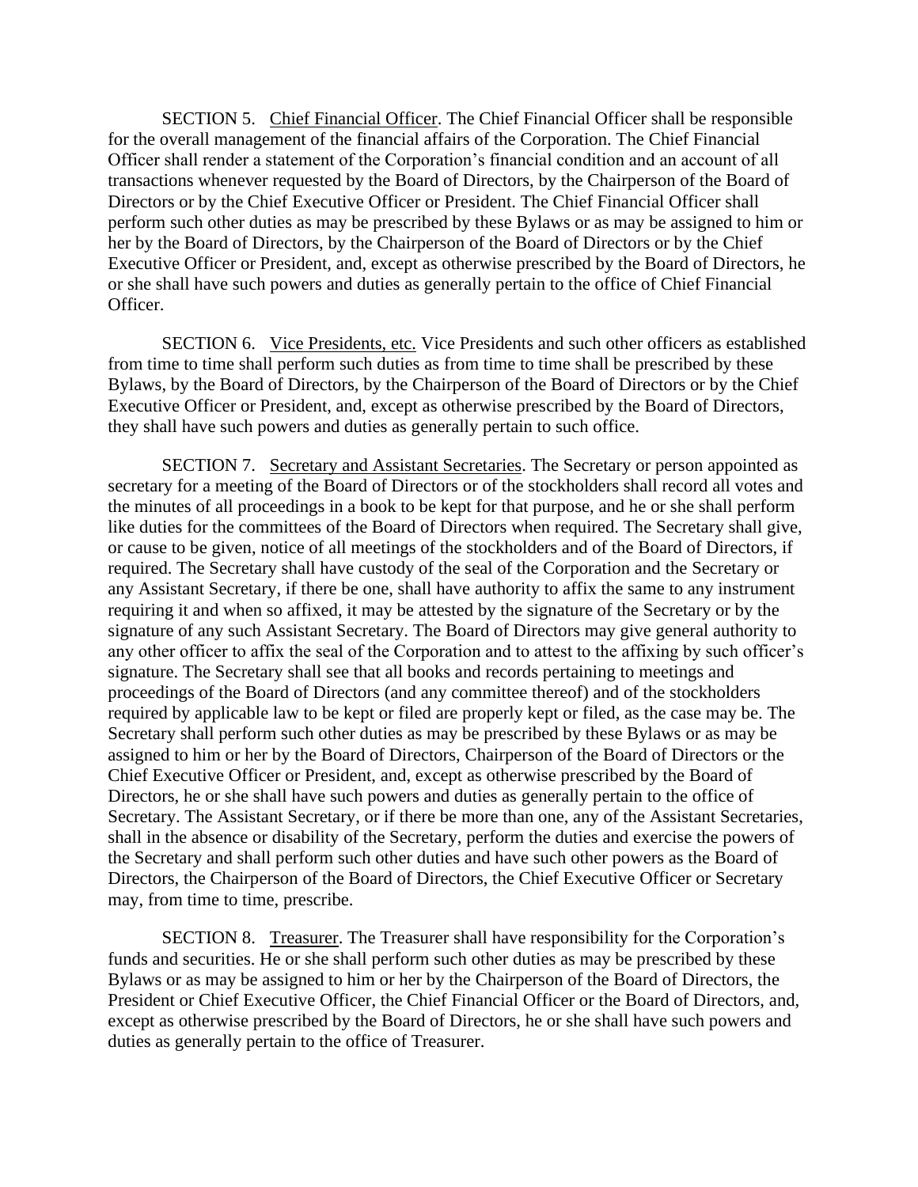SECTION 5. Chief Financial Officer. The Chief Financial Officer shall be responsible for the overall management of the financial affairs of the Corporation. The Chief Financial Officer shall render a statement of the Corporation's financial condition and an account of all transactions whenever requested by the Board of Directors, by the Chairperson of the Board of Directors or by the Chief Executive Officer or President. The Chief Financial Officer shall perform such other duties as may be prescribed by these Bylaws or as may be assigned to him or her by the Board of Directors, by the Chairperson of the Board of Directors or by the Chief Executive Officer or President, and, except as otherwise prescribed by the Board of Directors, he or she shall have such powers and duties as generally pertain to the office of Chief Financial Officer.

SECTION 6. Vice Presidents, etc. Vice Presidents and such other officers as established from time to time shall perform such duties as from time to time shall be prescribed by these Bylaws, by the Board of Directors, by the Chairperson of the Board of Directors or by the Chief Executive Officer or President, and, except as otherwise prescribed by the Board of Directors, they shall have such powers and duties as generally pertain to such office.

SECTION 7. Secretary and Assistant Secretaries. The Secretary or person appointed as secretary for a meeting of the Board of Directors or of the stockholders shall record all votes and the minutes of all proceedings in a book to be kept for that purpose, and he or she shall perform like duties for the committees of the Board of Directors when required. The Secretary shall give, or cause to be given, notice of all meetings of the stockholders and of the Board of Directors, if required. The Secretary shall have custody of the seal of the Corporation and the Secretary or any Assistant Secretary, if there be one, shall have authority to affix the same to any instrument requiring it and when so affixed, it may be attested by the signature of the Secretary or by the signature of any such Assistant Secretary. The Board of Directors may give general authority to any other officer to affix the seal of the Corporation and to attest to the affixing by such officer's signature. The Secretary shall see that all books and records pertaining to meetings and proceedings of the Board of Directors (and any committee thereof) and of the stockholders required by applicable law to be kept or filed are properly kept or filed, as the case may be. The Secretary shall perform such other duties as may be prescribed by these Bylaws or as may be assigned to him or her by the Board of Directors, Chairperson of the Board of Directors or the Chief Executive Officer or President, and, except as otherwise prescribed by the Board of Directors, he or she shall have such powers and duties as generally pertain to the office of Secretary. The Assistant Secretary, or if there be more than one, any of the Assistant Secretaries, shall in the absence or disability of the Secretary, perform the duties and exercise the powers of the Secretary and shall perform such other duties and have such other powers as the Board of Directors, the Chairperson of the Board of Directors, the Chief Executive Officer or Secretary may, from time to time, prescribe.

SECTION 8. Treasurer. The Treasurer shall have responsibility for the Corporation's funds and securities. He or she shall perform such other duties as may be prescribed by these Bylaws or as may be assigned to him or her by the Chairperson of the Board of Directors, the President or Chief Executive Officer, the Chief Financial Officer or the Board of Directors, and, except as otherwise prescribed by the Board of Directors, he or she shall have such powers and duties as generally pertain to the office of Treasurer.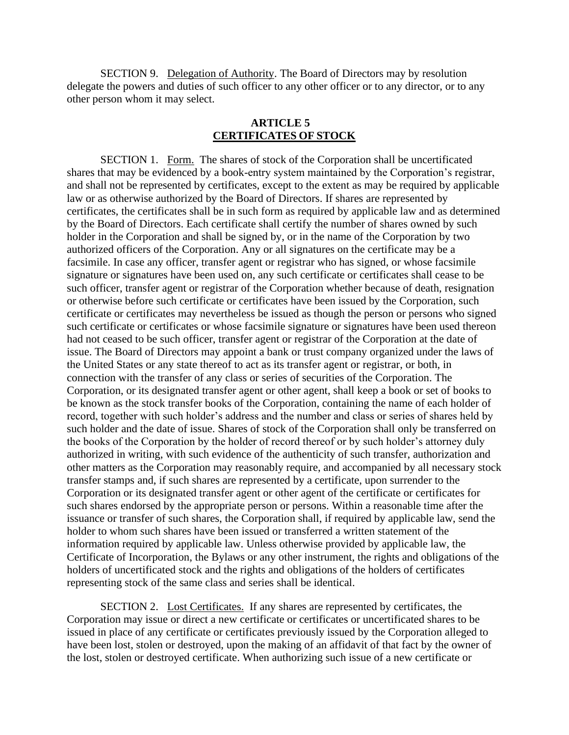SECTION 9. Delegation of Authority. The Board of Directors may by resolution delegate the powers and duties of such officer to any other officer or to any director, or to any other person whom it may select.

## ARTICLE 5
## CERTIFICATES OF STOCK

SECTION 1. Form. The shares of stock of the Corporation shall be uncertificated shares that may be evidenced by a book-entry system maintained by the Corporation's registrar, and shall not be represented by certificates, except to the extent as may be required by applicable law or as otherwise authorized by the Board of Directors. If shares are represented by certificates, the certificates shall be in such form as required by applicable law and as determined by the Board of Directors. Each certificate shall certify the number of shares owned by such holder in the Corporation and shall be signed by, or in the name of the Corporation by two authorized officers of the Corporation. Any or all signatures on the certificate may be a facsimile. In case any officer, transfer agent or registrar who has signed, or whose facsimile signature or signatures have been used on, any such certificate or certificates shall cease to be such officer, transfer agent or registrar of the Corporation whether because of death, resignation or otherwise before such certificate or certificates have been issued by the Corporation, such certificate or certificates may nevertheless be issued as though the person or persons who signed such certificate or certificates or whose facsimile signature or signatures have been used thereon had not ceased to be such officer, transfer agent or registrar of the Corporation at the date of issue. The Board of Directors may appoint a bank or trust company organized under the laws of the United States or any state thereof to act as its transfer agent or registrar, or both, in connection with the transfer of any class or series of securities of the Corporation. The Corporation, or its designated transfer agent or other agent, shall keep a book or set of books to be known as the stock transfer books of the Corporation, containing the name of each holder of record, together with such holder's address and the number and class or series of shares held by such holder and the date of issue. Shares of stock of the Corporation shall only be transferred on the books of the Corporation by the holder of record thereof or by such holder's attorney duly authorized in writing, with such evidence of the authenticity of such transfer, authorization and other matters as the Corporation may reasonably require, and accompanied by all necessary stock transfer stamps and, if such shares are represented by a certificate, upon surrender to the Corporation or its designated transfer agent or other agent of the certificate or certificates for such shares endorsed by the appropriate person or persons. Within a reasonable time after the issuance or transfer of such shares, the Corporation shall, if required by applicable law, send the holder to whom such shares have been issued or transferred a written statement of the information required by applicable law. Unless otherwise provided by applicable law, the Certificate of Incorporation, the Bylaws or any other instrument, the rights and obligations of the holders of uncertificated stock and the rights and obligations of the holders of certificates representing stock of the same class and series shall be identical.

SECTION 2. Lost Certificates. If any shares are represented by certificates, the Corporation may issue or direct a new certificate or certificates or uncertificated shares to be issued in place of any certificate or certificates previously issued by the Corporation alleged to have been lost, stolen or destroyed, upon the making of an affidavit of that fact by the owner of the lost, stolen or destroyed certificate. When authorizing such issue of a new certificate or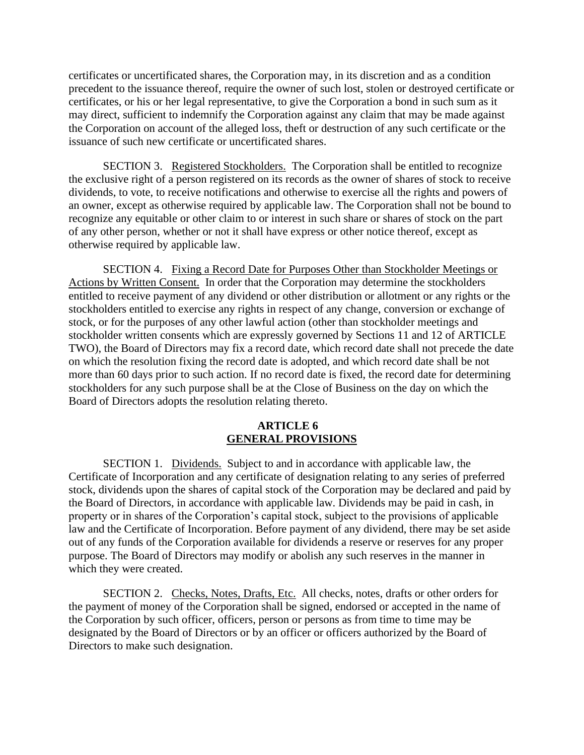certificates or uncertificated shares, the Corporation may, in its discretion and as a condition precedent to the issuance thereof, require the owner of such lost, stolen or destroyed certificate or certificates, or his or her legal representative, to give the Corporation a bond in such sum as it may direct, sufficient to indemnify the Corporation against any claim that may be made against the Corporation on account of the alleged loss, theft or destruction of any such certificate or the issuance of such new certificate or uncertificated shares.

SECTION 3. Registered Stockholders. The Corporation shall be entitled to recognize the exclusive right of a person registered on its records as the owner of shares of stock to receive dividends, to vote, to receive notifications and otherwise to exercise all the rights and powers of an owner, except as otherwise required by applicable law. The Corporation shall not be bound to recognize any equitable or other claim to or interest in such share or shares of stock on the part of any other person, whether or not it shall have express or other notice thereof, except as otherwise required by applicable law.

SECTION 4. Fixing a Record Date for Purposes Other than Stockholder Meetings or Actions by Written Consent. In order that the Corporation may determine the stockholders entitled to receive payment of any dividend or other distribution or allotment or any rights or the stockholders entitled to exercise any rights in respect of any change, conversion or exchange of stock, or for the purposes of any other lawful action (other than stockholder meetings and stockholder written consents which are expressly governed by Sections 11 and 12 of ARTICLE TWO), the Board of Directors may fix a record date, which record date shall not precede the date on which the resolution fixing the record date is adopted, and which record date shall be not more than 60 days prior to such action. If no record date is fixed, the record date for determining stockholders for any such purpose shall be at the Close of Business on the day on which the Board of Directors adopts the resolution relating thereto.

## ARTICLE 6
## GENERAL PROVISIONS

SECTION 1. Dividends. Subject to and in accordance with applicable law, the Certificate of Incorporation and any certificate of designation relating to any series of preferred stock, dividends upon the shares of capital stock of the Corporation may be declared and paid by the Board of Directors, in accordance with applicable law. Dividends may be paid in cash, in property or in shares of the Corporation's capital stock, subject to the provisions of applicable law and the Certificate of Incorporation. Before payment of any dividend, there may be set aside out of any funds of the Corporation available for dividends a reserve or reserves for any proper purpose. The Board of Directors may modify or abolish any such reserves in the manner in which they were created.

SECTION 2. Checks, Notes, Drafts, Etc. All checks, notes, drafts or other orders for the payment of money of the Corporation shall be signed, endorsed or accepted in the name of the Corporation by such officer, officers, person or persons as from time to time may be designated by the Board of Directors or by an officer or officers authorized by the Board of Directors to make such designation.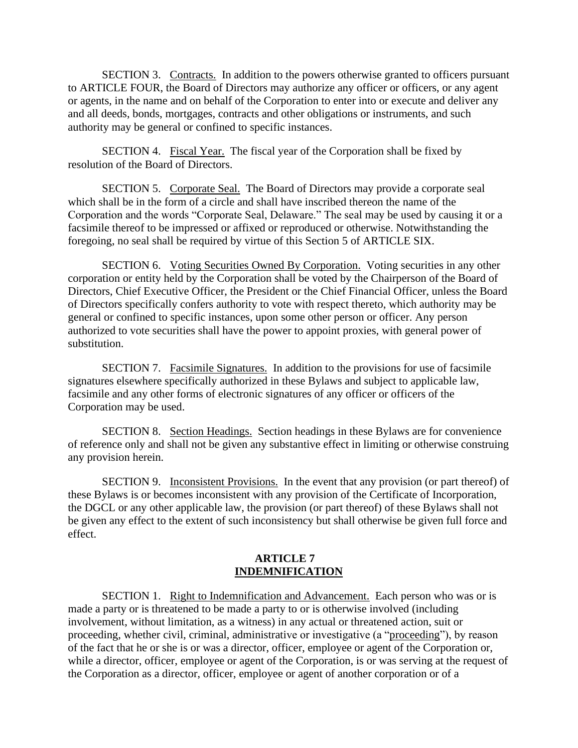SECTION 3. Contracts. In addition to the powers otherwise granted to officers pursuant to ARTICLE FOUR, the Board of Directors may authorize any officer or officers, or any agent or agents, in the name and on behalf of the Corporation to enter into or execute and deliver any and all deeds, bonds, mortgages, contracts and other obligations or instruments, and such authority may be general or confined to specific instances.

SECTION 4. Fiscal Year. The fiscal year of the Corporation shall be fixed by resolution of the Board of Directors.

SECTION 5. Corporate Seal. The Board of Directors may provide a corporate seal which shall be in the form of a circle and shall have inscribed thereon the name of the Corporation and the words "Corporate Seal, Delaware." The seal may be used by causing it or a facsimile thereof to be impressed or affixed or reproduced or otherwise. Notwithstanding the foregoing, no seal shall be required by virtue of this Section 5 of ARTICLE SIX.

SECTION 6. Voting Securities Owned By Corporation. Voting securities in any other corporation or entity held by the Corporation shall be voted by the Chairperson of the Board of Directors, Chief Executive Officer, the President or the Chief Financial Officer, unless the Board of Directors specifically confers authority to vote with respect thereto, which authority may be general or confined to specific instances, upon some other person or officer. Any person authorized to vote securities shall have the power to appoint proxies, with general power of substitution.

SECTION 7. Facsimile Signatures. In addition to the provisions for use of facsimile signatures elsewhere specifically authorized in these Bylaws and subject to applicable law, facsimile and any other forms of electronic signatures of any officer or officers of the Corporation may be used.

SECTION 8. Section Headings. Section headings in these Bylaws are for convenience of reference only and shall not be given any substantive effect in limiting or otherwise construing any provision herein.

SECTION 9. Inconsistent Provisions. In the event that any provision (or part thereof) of these Bylaws is or becomes inconsistent with any provision of the Certificate of Incorporation, the DGCL or any other applicable law, the provision (or part thereof) of these Bylaws shall not be given any effect to the extent of such inconsistency but shall otherwise be given full force and effect.

## ARTICLE 7
## INDEMNIFICATION

SECTION 1. Right to Indemnification and Advancement. Each person who was or is made a party or is threatened to be made a party to or is otherwise involved (including involvement, without limitation, as a witness) in any actual or threatened action, suit or proceeding, whether civil, criminal, administrative or investigative (a "proceeding"), by reason of the fact that he or she is or was a director, officer, employee or agent of the Corporation or, while a director, officer, employee or agent of the Corporation, is or was serving at the request of the Corporation as a director, officer, employee or agent of another corporation or of a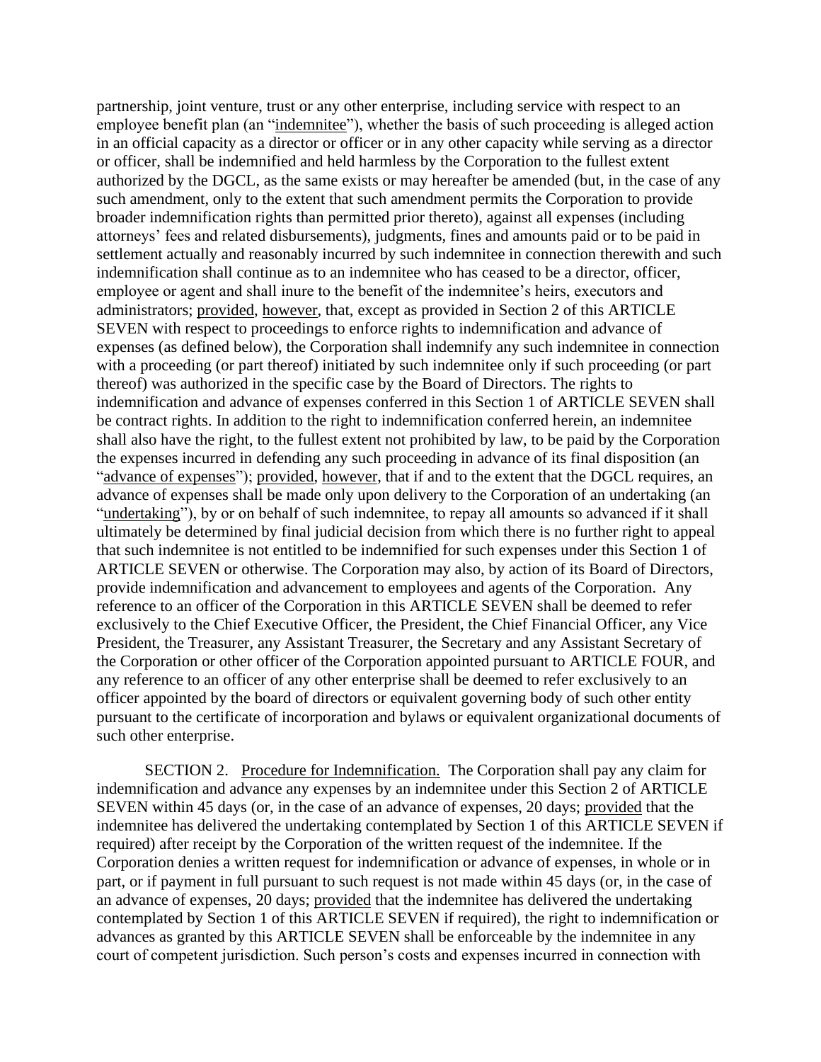partnership, joint venture, trust or any other enterprise, including service with respect to an employee benefit plan (an "indemnitee"), whether the basis of such proceeding is alleged action in an official capacity as a director or officer or in any other capacity while serving as a director or officer, shall be indemnified and held harmless by the Corporation to the fullest extent authorized by the DGCL, as the same exists or may hereafter be amended (but, in the case of any such amendment, only to the extent that such amendment permits the Corporation to provide broader indemnification rights than permitted prior thereto), against all expenses (including attorneys' fees and related disbursements), judgments, fines and amounts paid or to be paid in settlement actually and reasonably incurred by such indemnitee in connection therewith and such indemnification shall continue as to an indemnitee who has ceased to be a director, officer, employee or agent and shall inure to the benefit of the indemnitee's heirs, executors and administrators; provided, however, that, except as provided in Section 2 of this ARTICLE SEVEN with respect to proceedings to enforce rights to indemnification and advance of expenses (as defined below), the Corporation shall indemnify any such indemnitee in connection with a proceeding (or part thereof) initiated by such indemnitee only if such proceeding (or part thereof) was authorized in the specific case by the Board of Directors. The rights to indemnification and advance of expenses conferred in this Section 1 of ARTICLE SEVEN shall be contract rights. In addition to the right to indemnification conferred herein, an indemnitee shall also have the right, to the fullest extent not prohibited by law, to be paid by the Corporation the expenses incurred in defending any such proceeding in advance of its final disposition (an "advance of expenses"); provided, however, that if and to the extent that the DGCL requires, an advance of expenses shall be made only upon delivery to the Corporation of an undertaking (an "undertaking"), by or on behalf of such indemnitee, to repay all amounts so advanced if it shall ultimately be determined by final judicial decision from which there is no further right to appeal that such indemnitee is not entitled to be indemnified for such expenses under this Section 1 of ARTICLE SEVEN or otherwise. The Corporation may also, by action of its Board of Directors, provide indemnification and advancement to employees and agents of the Corporation. Any reference to an officer of the Corporation in this ARTICLE SEVEN shall be deemed to refer exclusively to the Chief Executive Officer, the President, the Chief Financial Officer, any Vice President, the Treasurer, any Assistant Treasurer, the Secretary and any Assistant Secretary of the Corporation or other officer of the Corporation appointed pursuant to ARTICLE FOUR, and any reference to an officer of any other enterprise shall be deemed to refer exclusively to an officer appointed by the board of directors or equivalent governing body of such other entity pursuant to the certificate of incorporation and bylaws or equivalent organizational documents of such other enterprise.

SECTION 2. Procedure for Indemnification. The Corporation shall pay any claim for indemnification and advance any expenses by an indemnitee under this Section 2 of ARTICLE SEVEN within 45 days (or, in the case of an advance of expenses, 20 days; provided that the indemnitee has delivered the undertaking contemplated by Section 1 of this ARTICLE SEVEN if required) after receipt by the Corporation of the written request of the indemnitee. If the Corporation denies a written request for indemnification or advance of expenses, in whole or in part, or if payment in full pursuant to such request is not made within 45 days (or, in the case of an advance of expenses, 20 days; provided that the indemnitee has delivered the undertaking contemplated by Section 1 of this ARTICLE SEVEN if required), the right to indemnification or advances as granted by this ARTICLE SEVEN shall be enforceable by the indemnitee in any court of competent jurisdiction. Such person's costs and expenses incurred in connection with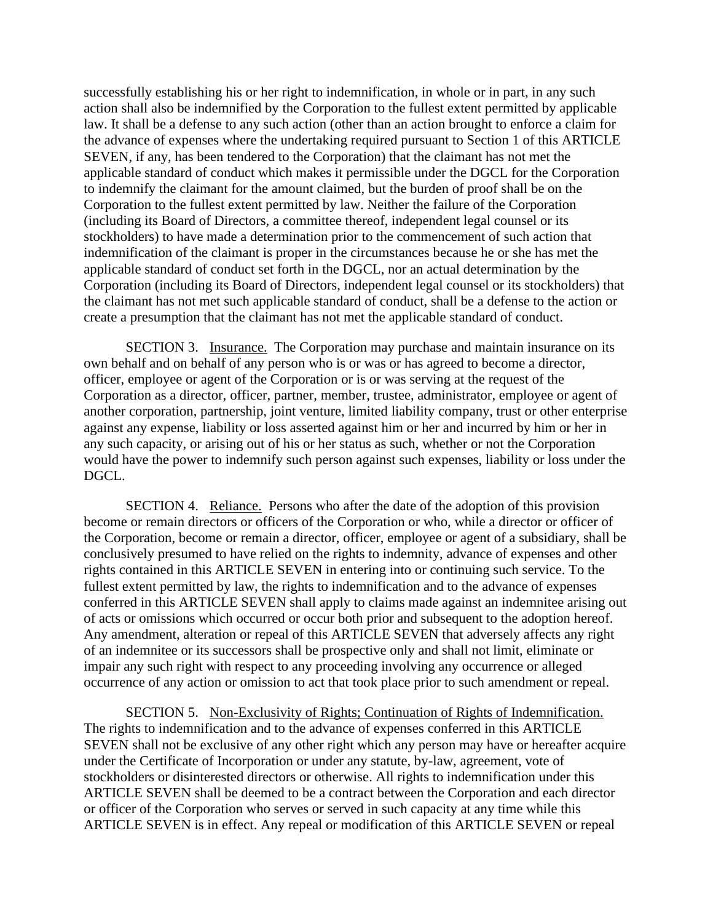successfully establishing his or her right to indemnification, in whole or in part, in any such action shall also be indemnified by the Corporation to the fullest extent permitted by applicable law. It shall be a defense to any such action (other than an action brought to enforce a claim for the advance of expenses where the undertaking required pursuant to Section 1 of this ARTICLE SEVEN, if any, has been tendered to the Corporation) that the claimant has not met the applicable standard of conduct which makes it permissible under the DGCL for the Corporation to indemnify the claimant for the amount claimed, but the burden of proof shall be on the Corporation to the fullest extent permitted by law. Neither the failure of the Corporation (including its Board of Directors, a committee thereof, independent legal counsel or its stockholders) to have made a determination prior to the commencement of such action that indemnification of the claimant is proper in the circumstances because he or she has met the applicable standard of conduct set forth in the DGCL, nor an actual determination by the Corporation (including its Board of Directors, independent legal counsel or its stockholders) that the claimant has not met such applicable standard of conduct, shall be a defense to the action or create a presumption that the claimant has not met the applicable standard of conduct.

SECTION 3. Insurance. The Corporation may purchase and maintain insurance on its own behalf and on behalf of any person who is or was or has agreed to become a director, officer, employee or agent of the Corporation or is or was serving at the request of the Corporation as a director, officer, partner, member, trustee, administrator, employee or agent of another corporation, partnership, joint venture, limited liability company, trust or other enterprise against any expense, liability or loss asserted against him or her and incurred by him or her in any such capacity, or arising out of his or her status as such, whether or not the Corporation would have the power to indemnify such person against such expenses, liability or loss under the DGCL.

SECTION 4. Reliance. Persons who after the date of the adoption of this provision become or remain directors or officers of the Corporation or who, while a director or officer of the Corporation, become or remain a director, officer, employee or agent of a subsidiary, shall be conclusively presumed to have relied on the rights to indemnity, advance of expenses and other rights contained in this ARTICLE SEVEN in entering into or continuing such service. To the fullest extent permitted by law, the rights to indemnification and to the advance of expenses conferred in this ARTICLE SEVEN shall apply to claims made against an indemnitee arising out of acts or omissions which occurred or occur both prior and subsequent to the adoption hereof. Any amendment, alteration or repeal of this ARTICLE SEVEN that adversely affects any right of an indemnitee or its successors shall be prospective only and shall not limit, eliminate or impair any such right with respect to any proceeding involving any occurrence or alleged occurrence of any action or omission to act that took place prior to such amendment or repeal.

SECTION 5. Non-Exclusivity of Rights; Continuation of Rights of Indemnification. The rights to indemnification and to the advance of expenses conferred in this ARTICLE SEVEN shall not be exclusive of any other right which any person may have or hereafter acquire under the Certificate of Incorporation or under any statute, by-law, agreement, vote of stockholders or disinterested directors or otherwise. All rights to indemnification under this ARTICLE SEVEN shall be deemed to be a contract between the Corporation and each director or officer of the Corporation who serves or served in such capacity at any time while this ARTICLE SEVEN is in effect. Any repeal or modification of this ARTICLE SEVEN or repeal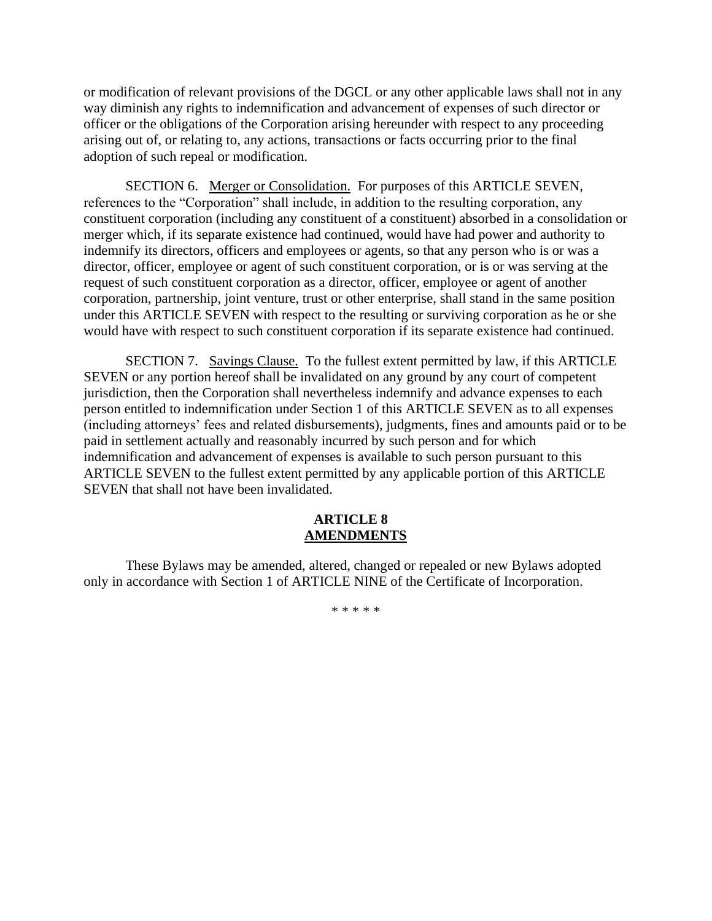or modification of relevant provisions of the DGCL or any other applicable laws shall not in any way diminish any rights to indemnification and advancement of expenses of such director or officer or the obligations of the Corporation arising hereunder with respect to any proceeding arising out of, or relating to, any actions, transactions or facts occurring prior to the final adoption of such repeal or modification.

SECTION 6. Merger or Consolidation. For purposes of this ARTICLE SEVEN, references to the "Corporation" shall include, in addition to the resulting corporation, any constituent corporation (including any constituent of a constituent) absorbed in a consolidation or merger which, if its separate existence had continued, would have had power and authority to indemnify its directors, officers and employees or agents, so that any person who is or was a director, officer, employee or agent of such constituent corporation, or is or was serving at the request of such constituent corporation as a director, officer, employee or agent of another corporation, partnership, joint venture, trust or other enterprise, shall stand in the same position under this ARTICLE SEVEN with respect to the resulting or surviving corporation as he or she would have with respect to such constituent corporation if its separate existence had continued.

SECTION 7. Savings Clause. To the fullest extent permitted by law, if this ARTICLE SEVEN or any portion hereof shall be invalidated on any ground by any court of competent jurisdiction, then the Corporation shall nevertheless indemnify and advance expenses to each person entitled to indemnification under Section 1 of this ARTICLE SEVEN as to all expenses (including attorneys' fees and related disbursements), judgments, fines and amounts paid or to be paid in settlement actually and reasonably incurred by such person and for which indemnification and advancement of expenses is available to such person pursuant to this ARTICLE SEVEN to the fullest extent permitted by any applicable portion of this ARTICLE SEVEN that shall not have been invalidated.

## ARTICLE 8
## AMENDMENTS

These Bylaws may be amended, altered, changed or repealed or new Bylaws adopted only in accordance with Section 1 of ARTICLE NINE of the Certificate of Incorporation.

* * * * *